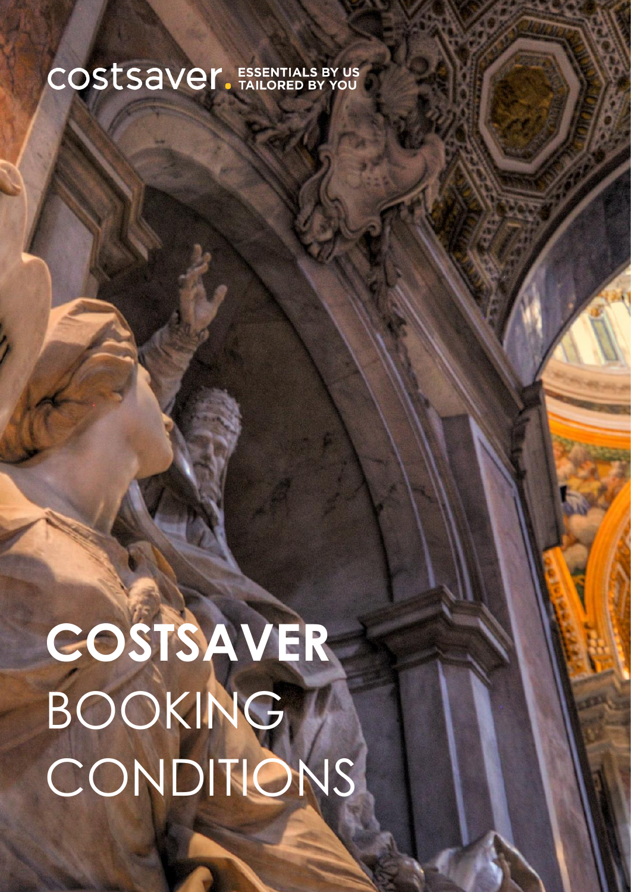costsaver. ESSENTIALS BY US TAILORED BY YOU

# COSTSAVER BOOKING CONDITIONS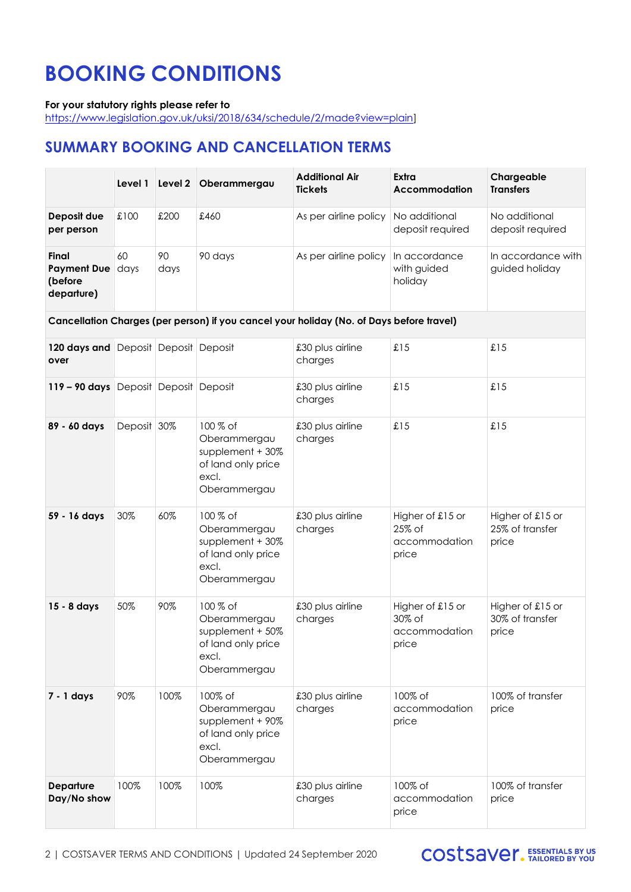# BOOKING CONDITIONS

**For your statutory rights please refer to**
https://www.legislation.gov.uk/uksi/2018/634/schedule/2/made?view=plain]

## SUMMARY BOOKING AND CANCELLATION TERMS

| | Level 1 | Level 2 | Oberammergau | Additional Air Tickets | Extra Accommodation | Chargeable Transfers |
|---|---|---|---|---|---|---|
| **Deposit due per person** | £100 | £200 | £460 | As per airline policy | No additional deposit required | No additional deposit required |
| **Final Payment Due (before departure)** | 60 days | 90 days | 90 days | As per airline policy | In accordance with guided holiday | In accordance with guided holiday |
| **Cancellation Charges (per person) if you cancel your holiday (No. of Days before travel)** | | | | | | |
| **120 days and over** | Deposit | Deposit | Deposit | £30 plus airline charges | £15 | £15 |
| **119 – 90 days** | Deposit | Deposit | Deposit | £30 plus airline charges | £15 | £15 |
| **89 - 60 days** | Deposit | 30% | 100 % of Oberammergau supplement + 30% of land only price excl. Oberammergau | £30 plus airline charges | £15 | £15 |
| **59 - 16 days** | 30% | 60% | 100 % of Oberammergau supplement + 30% of land only price excl. Oberammergau | £30 plus airline charges | Higher of £15 or 25% of accommodation price | Higher of £15 or 25% of transfer price |
| **15 - 8 days** | 50% | 90% | 100 % of Oberammergau supplement + 50% of land only price excl. Oberammergau | £30 plus airline charges | Higher of £15 or 30% of accommodation price | Higher of £15 or 30% of transfer price |
| **7 - 1 days** | 90% | 100% | 100% of Oberammergau supplement + 90% of land only price excl. Oberammergau | £30 plus airline charges | 100% of accommodation price | 100% of transfer price |
| **Departure Day/No show** | 100% | 100% | 100% | £30 plus airline charges | 100% of accommodation price | 100% of transfer price |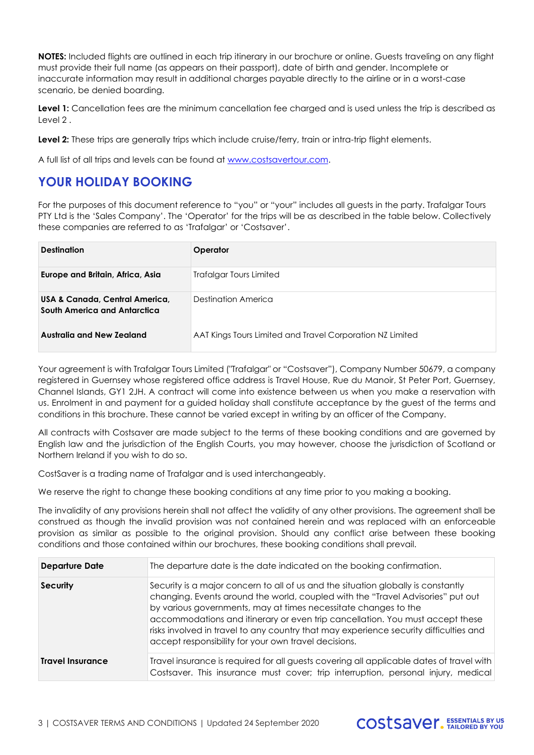**NOTES:** Included flights are outlined in each trip itinerary in our brochure or online. Guests traveling on any flight must provide their full name (as appears on their passport), date of birth and gender. Incomplete or inaccurate information may result in additional charges payable directly to the airline or in a worst-case scenario, be denied boarding.

**Level 1:** Cancellation fees are the minimum cancellation fee charged and is used unless the trip is described as Level 2 .

**Level 2:** These trips are generally trips which include cruise/ferry, train or intra-trip flight elements.

A full list of all trips and levels can be found at www.costsavertour.com.

## YOUR HOLIDAY BOOKING

For the purposes of this document reference to "you" or "your" includes all guests in the party. Trafalgar Tours PTY Ltd is the 'Sales Company'. The 'Operator' for the trips will be as described in the table below. Collectively these companies are referred to as 'Trafalgar' or 'Costsaver'.

| Destination | Operator |
|---|---|
| **Europe and Britain, Africa, Asia** | Trafalgar Tours Limited |
| **USA & Canada, Central America, South America and Antarctica** | Destination America |
| **Australia and New Zealand** | AAT Kings Tours Limited and Travel Corporation NZ Limited |

Your agreement is with Trafalgar Tours Limited ("Trafalgar" or "Costsaver"), Company Number 50679, a company registered in Guernsey whose registered office address is Travel House, Rue du Manoir, St Peter Port, Guernsey, Channel Islands, GY1 2JH. A contract will come into existence between us when you make a reservation with us. Enrolment in and payment for a guided holiday shall constitute acceptance by the guest of the terms and conditions in this brochure. These cannot be varied except in writing by an officer of the Company.

All contracts with Costsaver are made subject to the terms of these booking conditions and are governed by English law and the jurisdiction of the English Courts, you may however, choose the jurisdiction of Scotland or Northern Ireland if you wish to do so.

CostSaver is a trading name of Trafalgar and is used interchangeably.

We reserve the right to change these booking conditions at any time prior to you making a booking.

The invalidity of any provisions herein shall not affect the validity of any other provisions. The agreement shall be construed as though the invalid provision was not contained herein and was replaced with an enforceable provision as similar as possible to the original provision. Should any conflict arise between these booking conditions and those contained within our brochures, these booking conditions shall prevail.

| | |
|---|---|
| **Departure Date** | The departure date is the date indicated on the booking confirmation. |
| **Security** | Security is a major concern to all of us and the situation globally is constantly changing. Events around the world, coupled with the "Travel Advisories" put out by various governments, may at times necessitate changes to the accommodations and itinerary or even trip cancellation. You must accept these risks involved in travel to any country that may experience security difficulties and accept responsibility for your own travel decisions. |
| **Travel Insurance** | Travel insurance is required for all guests covering all applicable dates of travel with Costsaver. This insurance must cover; trip interruption, personal injury, medical |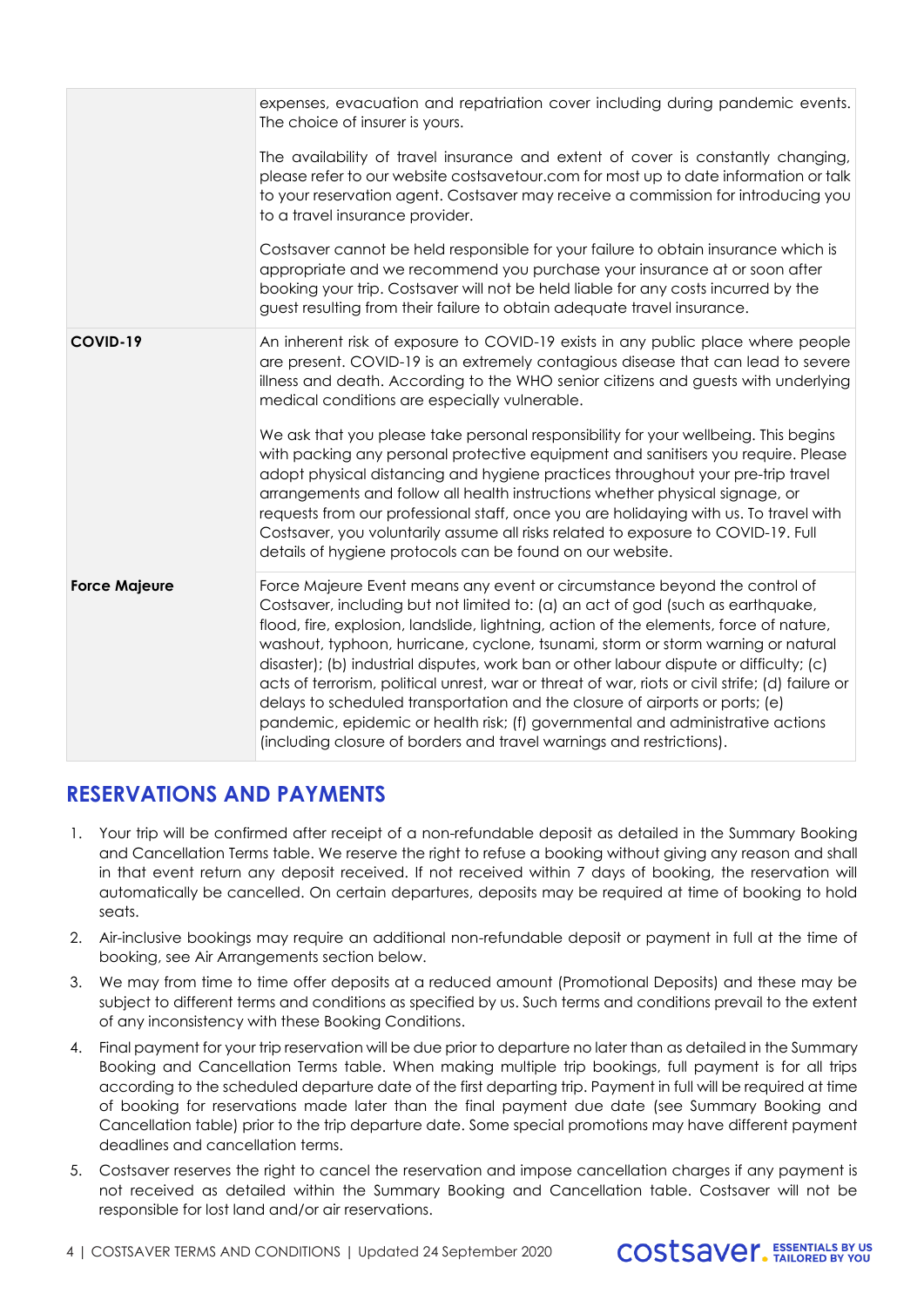| | |
|---|---|
| | expenses, evacuation and repatriation cover including during pandemic events. The choice of insurer is yours.<br><br>The availability of travel insurance and extent of cover is constantly changing, please refer to our website costsavetour.com for most up to date information or talk to your reservation agent. Costsaver may receive a commission for introducing you to a travel insurance provider.<br><br>Costsaver cannot be held responsible for your failure to obtain insurance which is appropriate and we recommend you purchase your insurance at or soon after booking your trip. Costsaver will not be held liable for any costs incurred by the guest resulting from their failure to obtain adequate travel insurance. |
| **COVID-19** | An inherent risk of exposure to COVID-19 exists in any public place where people are present. COVID-19 is an extremely contagious disease that can lead to severe illness and death. According to the WHO senior citizens and guests with underlying medical conditions are especially vulnerable.<br><br>We ask that you please take personal responsibility for your wellbeing. This begins with packing any personal protective equipment and sanitisers you require. Please adopt physical distancing and hygiene practices throughout your pre-trip travel arrangements and follow all health instructions whether physical signage, or requests from our professional staff, once you are holidaying with us. To travel with Costsaver, you voluntarily assume all risks related to exposure to COVID-19. Full details of hygiene protocols can be found on our website. |
| **Force Majeure** | Force Majeure Event means any event or circumstance beyond the control of Costsaver, including but not limited to: (a) an act of god (such as earthquake, flood, fire, explosion, landslide, lightning, action of the elements, force of nature, washout, typhoon, hurricane, cyclone, tsunami, storm or storm warning or natural disaster); (b) industrial disputes, work ban or other labour dispute or difficulty; (c) acts of terrorism, political unrest, war or threat of war, riots or civil strife; (d) failure or delays to scheduled transportation and the closure of airports or ports; (e) pandemic, epidemic or health risk; (f) governmental and administrative actions (including closure of borders and travel warnings and restrictions). |

## RESERVATIONS AND PAYMENTS

1. Your trip will be confirmed after receipt of a non-refundable deposit as detailed in the Summary Booking and Cancellation Terms table. We reserve the right to refuse a booking without giving any reason and shall in that event return any deposit received. If not received within 7 days of booking, the reservation will automatically be cancelled. On certain departures, deposits may be required at time of booking to hold seats.
2. Air-inclusive bookings may require an additional non-refundable deposit or payment in full at the time of booking, see Air Arrangements section below.
3. We may from time to time offer deposits at a reduced amount (Promotional Deposits) and these may be subject to different terms and conditions as specified by us. Such terms and conditions prevail to the extent of any inconsistency with these Booking Conditions.
4. Final payment for your trip reservation will be due prior to departure no later than as detailed in the Summary Booking and Cancellation Terms table. When making multiple trip bookings, full payment is for all trips according to the scheduled departure date of the first departing trip. Payment in full will be required at time of booking for reservations made later than the final payment due date (see Summary Booking and Cancellation table) prior to the trip departure date. Some special promotions may have different payment deadlines and cancellation terms.
5. Costsaver reserves the right to cancel the reservation and impose cancellation charges if any payment is not received as detailed within the Summary Booking and Cancellation table. Costsaver will not be responsible for lost land and/or air reservations.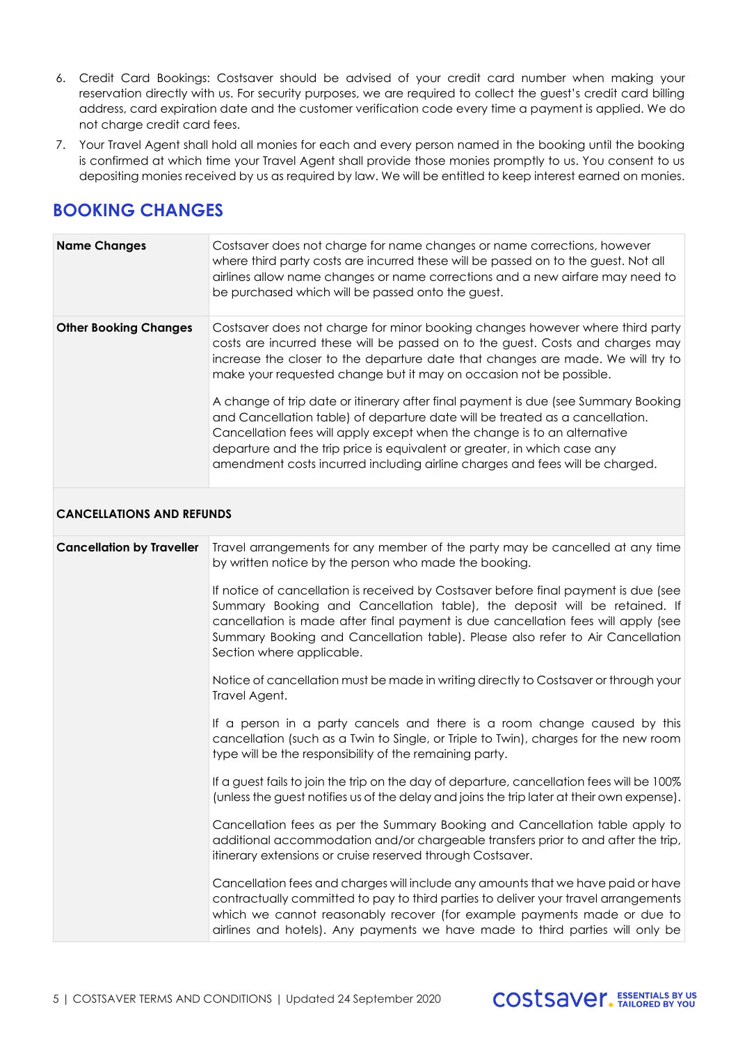6. Credit Card Bookings: Costsaver should be advised of your credit card number when making your reservation directly with us. For security purposes, we are required to collect the guest's credit card billing address, card expiration date and the customer verification code every time a payment is applied. We do not charge credit card fees.
7. Your Travel Agent shall hold all monies for each and every person named in the booking until the booking is confirmed at which time your Travel Agent shall provide those monies promptly to us. You consent to us depositing monies received by us as required by law. We will be entitled to keep interest earned on monies.

## BOOKING CHANGES

| | |
|---|---|
| **Name Changes** | Costsaver does not charge for name changes or name corrections, however where third party costs are incurred these will be passed on to the guest. Not all airlines allow name changes or name corrections and a new airfare may need to be purchased which will be passed onto the guest. |
| **Other Booking Changes** | Costsaver does not charge for minor booking changes however where third party costs are incurred these will be passed on to the guest. Costs and charges may increase the closer to the departure date that changes are made. We will try to make your requested change but it may on occasion not be possible.<br><br>A change of trip date or itinerary after final payment is due (see Summary Booking and Cancellation table) of departure date will be treated as a cancellation. Cancellation fees will apply except when the change is to an alternative departure and the trip price is equivalent or greater, in which case any amendment costs incurred including airline charges and fees will be charged. |
| **CANCELLATIONS AND REFUNDS** | |
| **Cancellation by Traveller** | Travel arrangements for any member of the party may be cancelled at any time by written notice by the person who made the booking.<br><br>If notice of cancellation is received by Costsaver before final payment is due (see Summary Booking and Cancellation table), the deposit will be retained. If cancellation is made after final payment is due cancellation fees will apply (see Summary Booking and Cancellation table). Please also refer to Air Cancellation Section where applicable.<br><br>Notice of cancellation must be made in writing directly to Costsaver or through your Travel Agent.<br><br>If a person in a party cancels and there is a room change caused by this cancellation (such as a Twin to Single, or Triple to Twin), charges for the new room type will be the responsibility of the remaining party.<br><br>If a guest fails to join the trip on the day of departure, cancellation fees will be 100% (unless the guest notifies us of the delay and joins the trip later at their own expense).<br><br>Cancellation fees as per the Summary Booking and Cancellation table apply to additional accommodation and/or chargeable transfers prior to and after the trip, itinerary extensions or cruise reserved through Costsaver.<br><br>Cancellation fees and charges will include any amounts that we have paid or have contractually committed to pay to third parties to deliver your travel arrangements which we cannot reasonably recover (for example payments made or due to airlines and hotels). Any payments we have made to third parties will only be |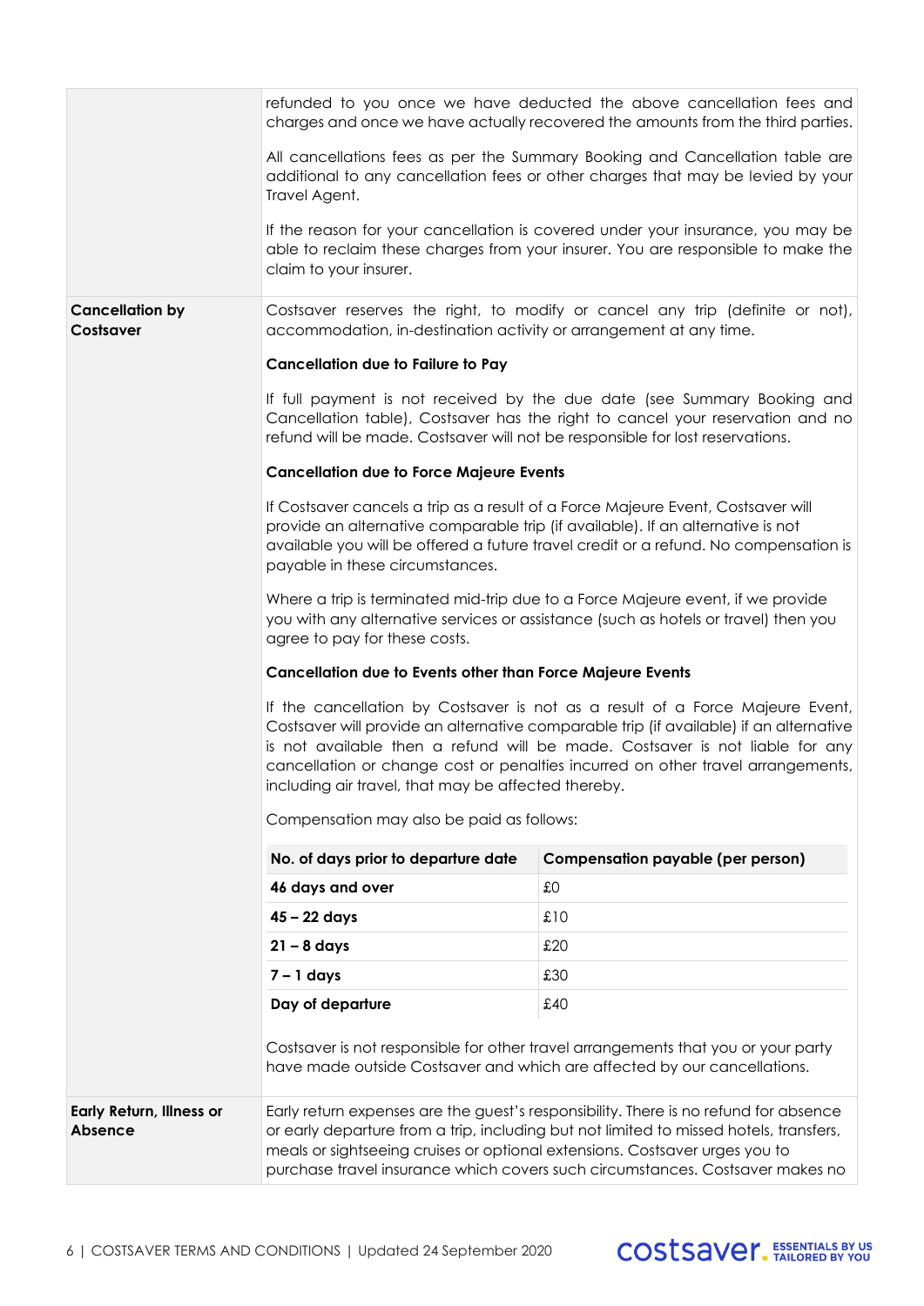refunded to you once we have deducted the above cancellation fees and charges and once we have actually recovered the amounts from the third parties.

All cancellations fees as per the Summary Booking and Cancellation table are additional to any cancellation fees or other charges that may be levied by your Travel Agent.

If the reason for your cancellation is covered under your insurance, you may be able to reclaim these charges from your insurer. You are responsible to make the claim to your insurer.

**Cancellation by Costsaver**

Costsaver reserves the right, to modify or cancel any trip (definite or not), accommodation, in-destination activity or arrangement at any time.

**Cancellation due to Failure to Pay**

If full payment is not received by the due date (see Summary Booking and Cancellation table), Costsaver has the right to cancel your reservation and no refund will be made. Costsaver will not be responsible for lost reservations.

**Cancellation due to Force Majeure Events**

If Costsaver cancels a trip as a result of a Force Majeure Event, Costsaver will provide an alternative comparable trip (if available). If an alternative is not available you will be offered a future travel credit or a refund. No compensation is payable in these circumstances.

Where a trip is terminated mid-trip due to a Force Majeure event, if we provide you with any alternative services or assistance (such as hotels or travel) then you agree to pay for these costs.

**Cancellation due to Events other than Force Majeure Events**

If the cancellation by Costsaver is not as a result of a Force Majeure Event, Costsaver will provide an alternative comparable trip (if available) if an alternative is not available then a refund will be made. Costsaver is not liable for any cancellation or change cost or penalties incurred on other travel arrangements, including air travel, that may be affected thereby.

Compensation may also be paid as follows:

| No. of days prior to departure date | Compensation payable (per person) |
|---|---|
| 46 days and over | £0 |
| 45 – 22 days | £10 |
| 21 – 8 days | £20 |
| 7 – 1 days | £30 |
| Day of departure | £40 |

Costsaver is not responsible for other travel arrangements that you or your party have made outside Costsaver and which are affected by our cancellations.

**Early Return, Illness or Absence**

Early return expenses are the guest's responsibility. There is no refund for absence or early departure from a trip, including but not limited to missed hotels, transfers, meals or sightseeing cruises or optional extensions. Costsaver urges you to purchase travel insurance which covers such circumstances. Costsaver makes no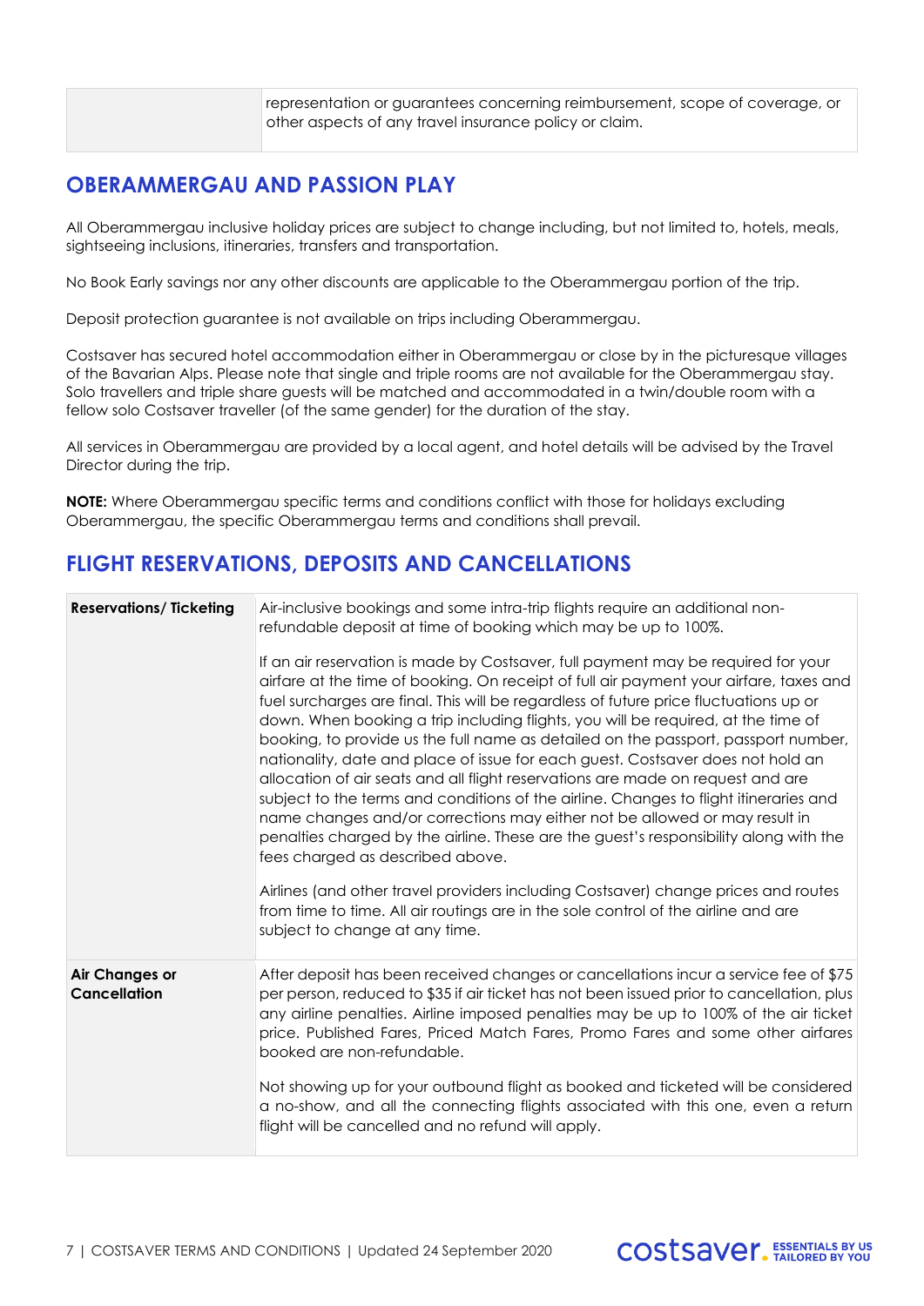| | representation or guarantees concerning reimbursement, scope of coverage, or other aspects of any travel insurance policy or claim. |
|---|---|

## OBERAMMERGAU AND PASSION PLAY

All Oberammergau inclusive holiday prices are subject to change including, but not limited to, hotels, meals, sightseeing inclusions, itineraries, transfers and transportation.

No Book Early savings nor any other discounts are applicable to the Oberammergau portion of the trip.

Deposit protection guarantee is not available on trips including Oberammergau.

Costsaver has secured hotel accommodation either in Oberammergau or close by in the picturesque villages of the Bavarian Alps. Please note that single and triple rooms are not available for the Oberammergau stay. Solo travellers and triple share guests will be matched and accommodated in a twin/double room with a fellow solo Costsaver traveller (of the same gender) for the duration of the stay.

All services in Oberammergau are provided by a local agent, and hotel details will be advised by the Travel Director during the trip.

**NOTE:** Where Oberammergau specific terms and conditions conflict with those for holidays excluding Oberammergau, the specific Oberammergau terms and conditions shall prevail.

## FLIGHT RESERVATIONS, DEPOSITS AND CANCELLATIONS

| | |
|---|---|
| **Reservations/ Ticketing** | Air-inclusive bookings and some intra-trip flights require an additional non-refundable deposit at time of booking which may be up to 100%.<br><br>If an air reservation is made by Costsaver, full payment may be required for your airfare at the time of booking. On receipt of full air payment your airfare, taxes and fuel surcharges are final. This will be regardless of future price fluctuations up or down. When booking a trip including flights, you will be required, at the time of booking, to provide us the full name as detailed on the passport, passport number, nationality, date and place of issue for each guest. Costsaver does not hold an allocation of air seats and all flight reservations are made on request and are subject to the terms and conditions of the airline. Changes to flight itineraries and name changes and/or corrections may either not be allowed or may result in penalties charged by the airline. These are the guest's responsibility along with the fees charged as described above.<br><br>Airlines (and other travel providers including Costsaver) change prices and routes from time to time. All air routings are in the sole control of the airline and are subject to change at any time. |
| **Air Changes or Cancellation** | After deposit has been received changes or cancellations incur a service fee of $75 per person, reduced to $35 if air ticket has not been issued prior to cancellation, plus any airline penalties. Airline imposed penalties may be up to 100% of the air ticket price. Published Fares, Priced Match Fares, Promo Fares and some other airfares booked are non-refundable.<br><br>Not showing up for your outbound flight as booked and ticketed will be considered a no-show, and all the connecting flights associated with this one, even a return flight will be cancelled and no refund will apply. |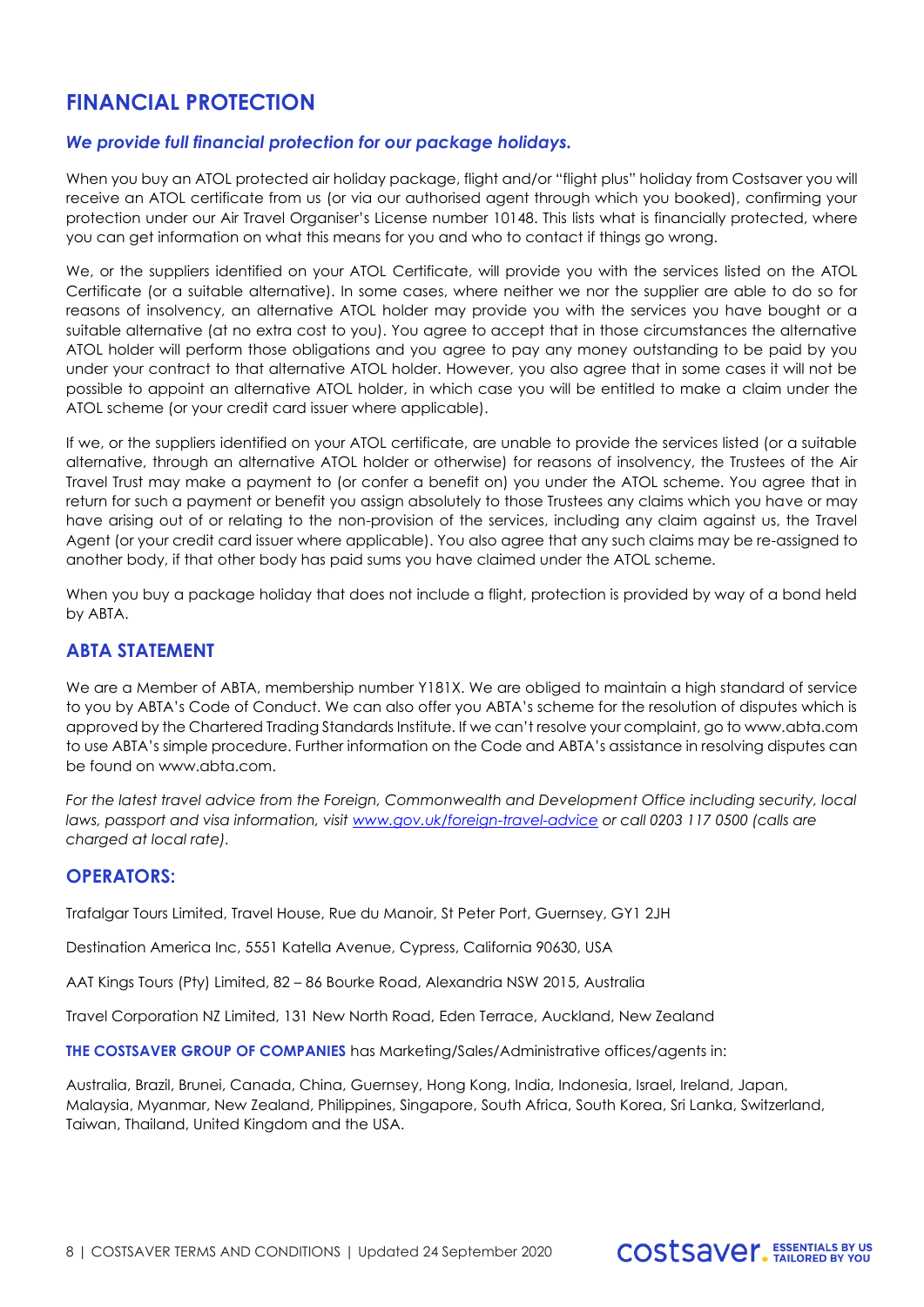## FINANCIAL PROTECTION

***We provide full financial protection for our package holidays.***

When you buy an ATOL protected air holiday package, flight and/or "flight plus" holiday from Costsaver you will receive an ATOL certificate from us (or via our authorised agent through which you booked), confirming your protection under our Air Travel Organiser's License number 10148. This lists what is financially protected, where you can get information on what this means for you and who to contact if things go wrong.

We, or the suppliers identified on your ATOL Certificate, will provide you with the services listed on the ATOL Certificate (or a suitable alternative). In some cases, where neither we nor the supplier are able to do so for reasons of insolvency, an alternative ATOL holder may provide you with the services you have bought or a suitable alternative (at no extra cost to you). You agree to accept that in those circumstances the alternative ATOL holder will perform those obligations and you agree to pay any money outstanding to be paid by you under your contract to that alternative ATOL holder. However, you also agree that in some cases it will not be possible to appoint an alternative ATOL holder, in which case you will be entitled to make a claim under the ATOL scheme (or your credit card issuer where applicable).

If we, or the suppliers identified on your ATOL certificate, are unable to provide the services listed (or a suitable alternative, through an alternative ATOL holder or otherwise) for reasons of insolvency, the Trustees of the Air Travel Trust may make a payment to (or confer a benefit on) you under the ATOL scheme. You agree that in return for such a payment or benefit you assign absolutely to those Trustees any claims which you have or may have arising out of or relating to the non-provision of the services, including any claim against us, the Travel Agent (or your credit card issuer where applicable). You also agree that any such claims may be re-assigned to another body, if that other body has paid sums you have claimed under the ATOL scheme.

When you buy a package holiday that does not include a flight, protection is provided by way of a bond held by ABTA.

## ABTA STATEMENT

We are a Member of ABTA, membership number Y181X. We are obliged to maintain a high standard of service to you by ABTA's Code of Conduct. We can also offer you ABTA's scheme for the resolution of disputes which is approved by the Chartered Trading Standards Institute. If we can't resolve your complaint, go to www.abta.com to use ABTA's simple procedure. Further information on the Code and ABTA's assistance in resolving disputes can be found on www.abta.com.

*For the latest travel advice from the Foreign, Commonwealth and Development Office including security, local laws, passport and visa information, visit [www.gov.uk/foreign-travel-advice](www.gov.uk/foreign-travel-advice) or call 0203 117 0500 (calls are charged at local rate).*

## OPERATORS:

Trafalgar Tours Limited, Travel House, Rue du Manoir, St Peter Port, Guernsey, GY1 2JH

Destination America Inc, 5551 Katella Avenue, Cypress, California 90630, USA

AAT Kings Tours (Pty) Limited, 82 – 86 Bourke Road, Alexandria NSW 2015, Australia

Travel Corporation NZ Limited, 131 New North Road, Eden Terrace, Auckland, New Zealand

**THE COSTSAVER GROUP OF COMPANIES** has Marketing/Sales/Administrative offices/agents in:

Australia, Brazil, Brunei, Canada, China, Guernsey, Hong Kong, India, Indonesia, Israel, Ireland, Japan, Malaysia, Myanmar, New Zealand, Philippines, Singapore, South Africa, South Korea, Sri Lanka, Switzerland, Taiwan, Thailand, United Kingdom and the USA.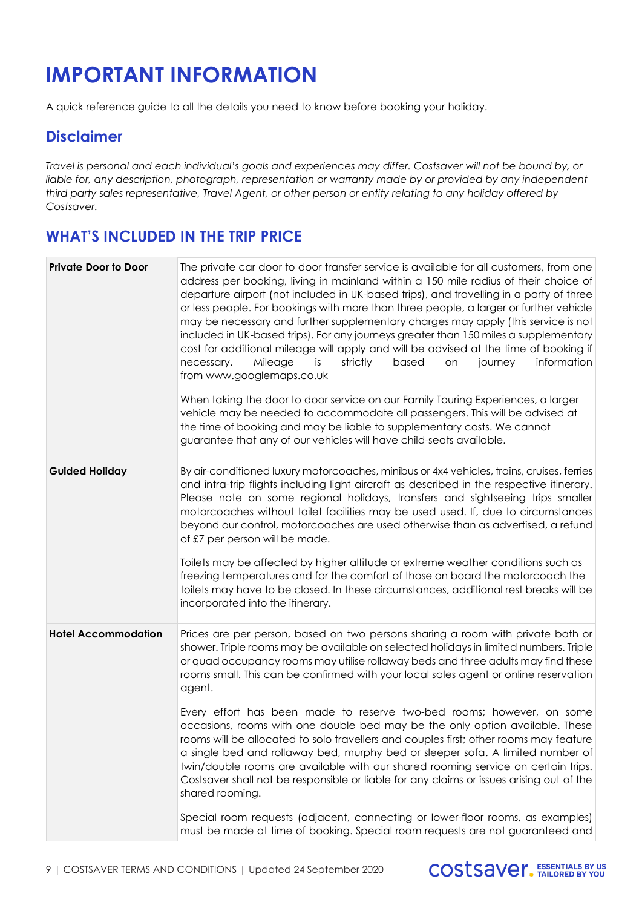# IMPORTANT INFORMATION

A quick reference guide to all the details you need to know before booking your holiday.

## Disclaimer

*Travel is personal and each individual's goals and experiences may differ. Costsaver will not be bound by, or liable for, any description, photograph, representation or warranty made by or provided by any independent third party sales representative, Travel Agent, or other person or entity relating to any holiday offered by Costsaver.*

## WHAT'S INCLUDED IN THE TRIP PRICE

| | |
|---|---|
| **Private Door to Door** | The private car door to door transfer service is available for all customers, from one address per booking, living in mainland within a 150 mile radius of their choice of departure airport (not included in UK-based trips), and travelling in a party of three or less people. For bookings with more than three people, a larger or further vehicle may be necessary and further supplementary charges may apply (this service is not included in UK-based trips). For any journeys greater than 150 miles a supplementary cost for additional mileage will apply and will be advised at the time of booking if necessary. Mileage is strictly based on journey information from www.googlemaps.co.uk<br><br>When taking the door to door service on our Family Touring Experiences, a larger vehicle may be needed to accommodate all passengers. This will be advised at the time of booking and may be liable to supplementary costs. We cannot guarantee that any of our vehicles will have child-seats available. |
| **Guided Holiday** | By air-conditioned luxury motorcoaches, minibus or 4x4 vehicles, trains, cruises, ferries and intra-trip flights including light aircraft as described in the respective itinerary. Please note on some regional holidays, transfers and sightseeing trips smaller motorcoaches without toilet facilities may be used used. If, due to circumstances beyond our control, motorcoaches are used otherwise than as advertised, a refund of £7 per person will be made.<br><br>Toilets may be affected by higher altitude or extreme weather conditions such as freezing temperatures and for the comfort of those on board the motorcoach the toilets may have to be closed. In these circumstances, additional rest breaks will be incorporated into the itinerary. |
| **Hotel Accommodation** | Prices are per person, based on two persons sharing a room with private bath or shower. Triple rooms may be available on selected holidays in limited numbers. Triple or quad occupancy rooms may utilise rollaway beds and three adults may find these rooms small. This can be confirmed with your local sales agent or online reservation agent.<br><br>Every effort has been made to reserve two-bed rooms; however, on some occasions, rooms with one double bed may be the only option available. These rooms will be allocated to solo travellers and couples first; other rooms may feature a single bed and rollaway bed, murphy bed or sleeper sofa. A limited number of twin/double rooms are available with our shared rooming service on certain trips. Costsaver shall not be responsible or liable for any claims or issues arising out of the shared rooming.<br><br>Special room requests (adjacent, connecting or lower-floor rooms, as examples) must be made at time of booking. Special room requests are not guaranteed and |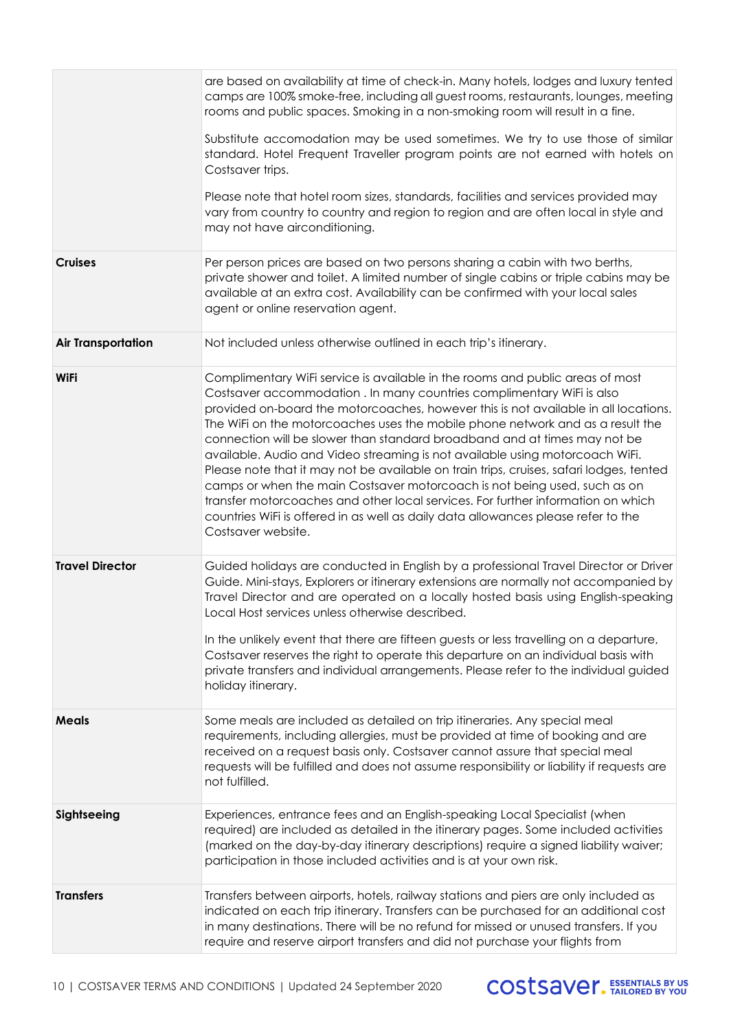| | |
|---|---|
| | are based on availability at time of check-in. Many hotels, lodges and luxury tented camps are 100% smoke-free, including all guest rooms, restaurants, lounges, meeting rooms and public spaces. Smoking in a non-smoking room will result in a fine.<br><br>Substitute accomodation may be used sometimes. We try to use those of similar standard. Hotel Frequent Traveller program points are not earned with hotels on Costsaver trips.<br><br>Please note that hotel room sizes, standards, facilities and services provided may vary from country to country and region to region and are often local in style and may not have airconditioning. |
| **Cruises** | Per person prices are based on two persons sharing a cabin with two berths, private shower and toilet. A limited number of single cabins or triple cabins may be available at an extra cost. Availability can be confirmed with your local sales agent or online reservation agent. |
| **Air Transportation** | Not included unless otherwise outlined in each trip's itinerary. |
| **WiFi** | Complimentary WiFi service is available in the rooms and public areas of most Costsaver accommodation . In many countries complimentary WiFi is also provided on-board the motorcoaches, however this is not available in all locations. The WiFi on the motorcoaches uses the mobile phone network and as a result the connection will be slower than standard broadband and at times may not be available. Audio and Video streaming is not available using motorcoach WiFi. Please note that it may not be available on train trips, cruises, safari lodges, tented camps or when the main Costsaver motorcoach is not being used, such as on transfer motorcoaches and other local services. For further information on which countries WiFi is offered in as well as daily data allowances please refer to the Costsaver website. |
| **Travel Director** | Guided holidays are conducted in English by a professional Travel Director or Driver Guide. Mini-stays, Explorers or itinerary extensions are normally not accompanied by Travel Director and are operated on a locally hosted basis using English-speaking Local Host services unless otherwise described.<br><br>In the unlikely event that there are fifteen guests or less travelling on a departure, Costsaver reserves the right to operate this departure on an individual basis with private transfers and individual arrangements. Please refer to the individual guided holiday itinerary. |
| **Meals** | Some meals are included as detailed on trip itineraries. Any special meal requirements, including allergies, must be provided at time of booking and are received on a request basis only. Costsaver cannot assure that special meal requests will be fulfilled and does not assume responsibility or liability if requests are not fulfilled. |
| **Sightseeing** | Experiences, entrance fees and an English-speaking Local Specialist (when required) are included as detailed in the itinerary pages. Some included activities (marked on the day-by-day itinerary descriptions) require a signed liability waiver; participation in those included activities and is at your own risk. |
| **Transfers** | Transfers between airports, hotels, railway stations and piers are only included as indicated on each trip itinerary. Transfers can be purchased for an additional cost in many destinations. There will be no refund for missed or unused transfers. If you require and reserve airport transfers and did not purchase your flights from |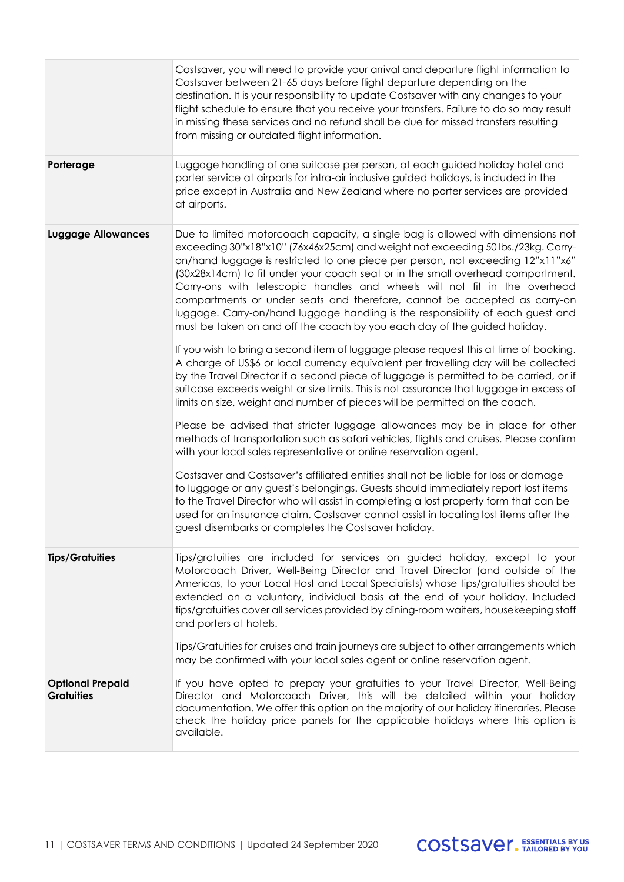| | |
|---|---|
| | Costsaver, you will need to provide your arrival and departure flight information to Costsaver between 21-65 days before flight departure depending on the destination. It is your responsibility to update Costsaver with any changes to your flight schedule to ensure that you receive your transfers. Failure to do so may result in missing these services and no refund shall be due for missed transfers resulting from missing or outdated flight information. |
| **Porterage** | Luggage handling of one suitcase per person, at each guided holiday hotel and porter service at airports for intra-air inclusive guided holidays, is included in the price except in Australia and New Zealand where no porter services are provided at airports. |
| **Luggage Allowances** | Due to limited motorcoach capacity, a single bag is allowed with dimensions not exceeding 30"x18"x10" (76x46x25cm) and weight not exceeding 50 lbs./23kg. Carry-on/hand luggage is restricted to one piece per person, not exceeding 12"x11"x6" (30x28x14cm) to fit under your coach seat or in the small overhead compartment. Carry-ons with telescopic handles and wheels will not fit in the overhead compartments or under seats and therefore, cannot be accepted as carry-on luggage. Carry-on/hand luggage handling is the responsibility of each guest and must be taken on and off the coach by you each day of the guided holiday.<br><br>If you wish to bring a second item of luggage please request this at time of booking. A charge of US$6 or local currency equivalent per travelling day will be collected by the Travel Director if a second piece of luggage is permitted to be carried, or if suitcase exceeds weight or size limits. This is not assurance that luggage in excess of limits on size, weight and number of pieces will be permitted on the coach.<br><br>Please be advised that stricter luggage allowances may be in place for other methods of transportation such as safari vehicles, flights and cruises. Please confirm with your local sales representative or online reservation agent.<br><br>Costsaver and Costsaver's affiliated entities shall not be liable for loss or damage to luggage or any guest's belongings. Guests should immediately report lost items to the Travel Director who will assist in completing a lost property form that can be used for an insurance claim. Costsaver cannot assist in locating lost items after the guest disembarks or completes the Costsaver holiday. |
| **Tips/Gratuities** | Tips/gratuities are included for services on guided holiday, except to your Motorcoach Driver, Well-Being Director and Travel Director (and outside of the Americas, to your Local Host and Local Specialists) whose tips/gratuities should be extended on a voluntary, individual basis at the end of your holiday. Included tips/gratuities cover all services provided by dining-room waiters, housekeeping staff and porters at hotels.<br><br>Tips/Gratuities for cruises and train journeys are subject to other arrangements which may be confirmed with your local sales agent or online reservation agent. |
| **Optional Prepaid Gratuities** | If you have opted to prepay your gratuities to your Travel Director, Well-Being Director and Motorcoach Driver, this will be detailed within your holiday documentation. We offer this option on the majority of our holiday itineraries. Please check the holiday price panels for the applicable holidays where this option is available. |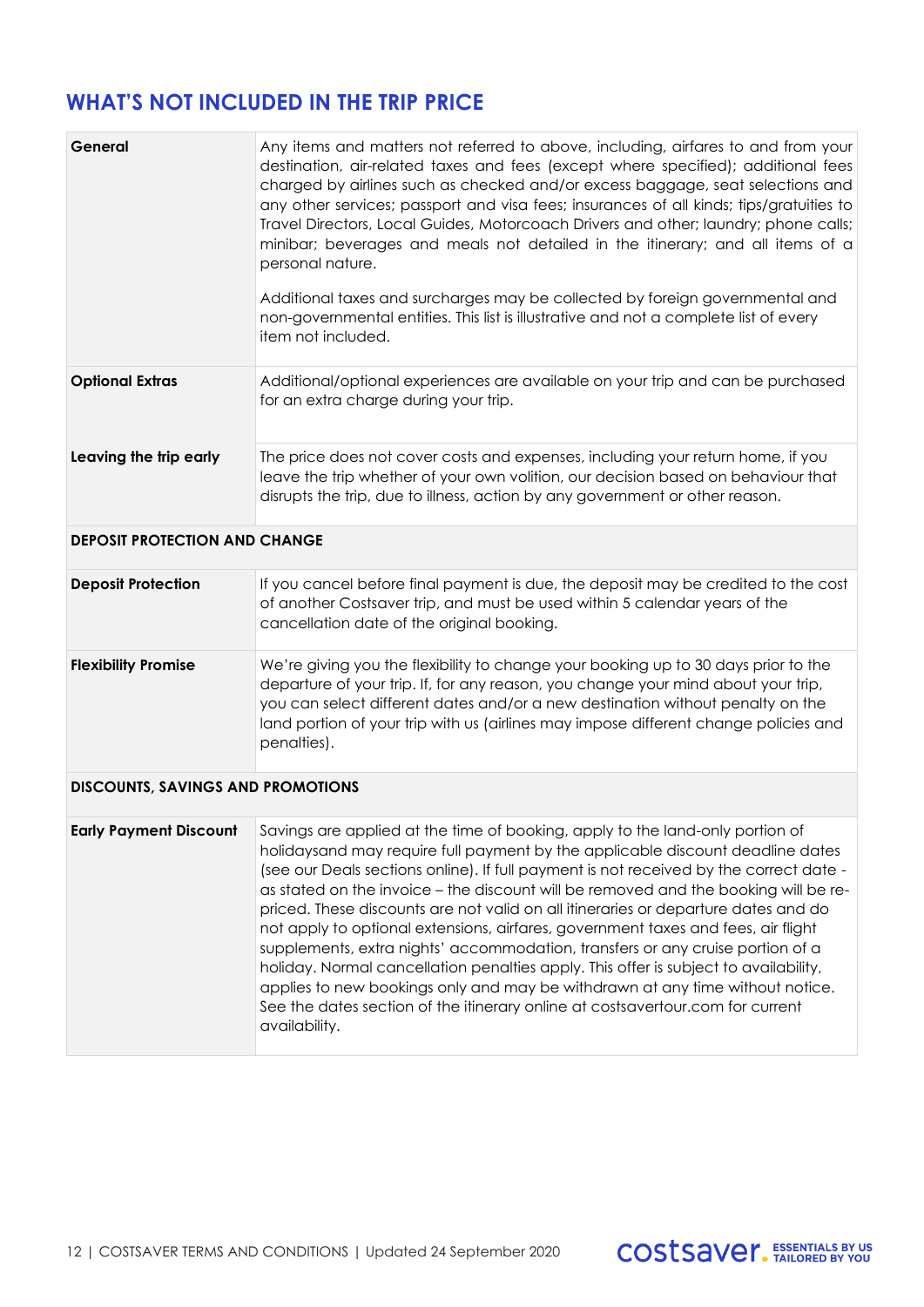## WHAT'S NOT INCLUDED IN THE TRIP PRICE

| | |
|---|---|
| **General** | Any items and matters not referred to above, including, airfares to and from your destination, air-related taxes and fees (except where specified); additional fees charged by airlines such as checked and/or excess baggage, seat selections and any other services; passport and visa fees; insurances of all kinds; tips/gratuities to Travel Directors, Local Guides, Motorcoach Drivers and other; laundry; phone calls; minibar; beverages and meals not detailed in the itinerary; and all items of a personal nature.<br><br>Additional taxes and surcharges may be collected by foreign governmental and non-governmental entities. This list is illustrative and not a complete list of every item not included. |
| **Optional Extras** | Additional/optional experiences are available on your trip and can be purchased for an extra charge during your trip. |
| **Leaving the trip early** | The price does not cover costs and expenses, including your return home, if you leave the trip whether of your own volition, our decision based on behaviour that disrupts the trip, due to illness, action by any government or other reason. |
| **DEPOSIT PROTECTION AND CHANGE** | |
| **Deposit Protection** | If you cancel before final payment is due, the deposit may be credited to the cost of another Costsaver trip, and must be used within 5 calendar years of the cancellation date of the original booking. |
| **Flexibility Promise** | We're giving you the flexibility to change your booking up to 30 days prior to the departure of your trip. If, for any reason, you change your mind about your trip, you can select different dates and/or a new destination without penalty on the land portion of your trip with us (airlines may impose different change policies and penalties). |
| **DISCOUNTS, SAVINGS AND PROMOTIONS** | |
| **Early Payment Discount** | Savings are applied at the time of booking, apply to the land-only portion of holidaysand may require full payment by the applicable discount deadline dates (see our Deals sections online). If full payment is not received by the correct date - as stated on the invoice – the discount will be removed and the booking will be re-priced. These discounts are not valid on all itineraries or departure dates and do not apply to optional extensions, airfares, government taxes and fees, air flight supplements, extra nights' accommodation, transfers or any cruise portion of a holiday. Normal cancellation penalties apply. This offer is subject to availability, applies to new bookings only and may be withdrawn at any time without notice. See the dates section of the itinerary online at costsavertour.com for current availability. |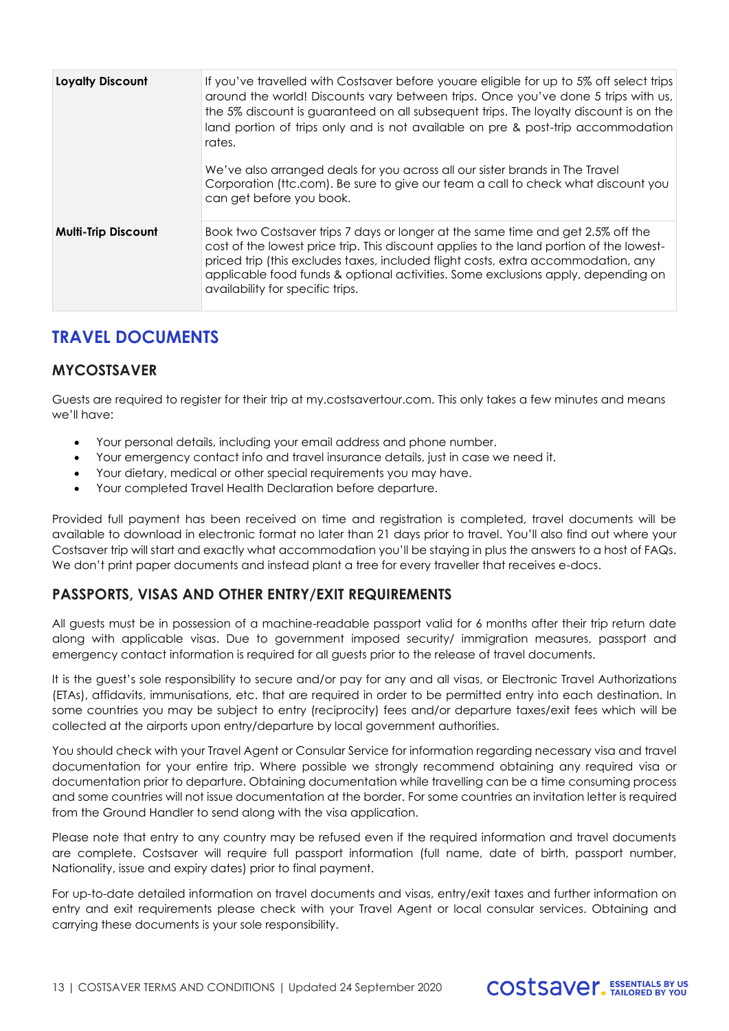| **Loyalty Discount** | If you've travelled with Costsaver before youare eligible for up to 5% off select trips around the world! Discounts vary between trips. Once you've done 5 trips with us, the 5% discount is guaranteed on all subsequent trips. The loyalty discount is on the land portion of trips only and is not available on pre & post-trip accommodation rates.<br><br>We've also arranged deals for you across all our sister brands in The Travel Corporation (ttc.com). Be sure to give our team a call to check what discount you can get before you book. |
|---|---|
| **Multi-Trip Discount** | Book two Costsaver trips 7 days or longer at the same time and get 2.5% off the cost of the lowest price trip. This discount applies to the land portion of the lowest-priced trip (this excludes taxes, included flight costs, extra accommodation, any applicable food funds & optional activities. Some exclusions apply, depending on availability for specific trips. |

# TRAVEL DOCUMENTS

## MYCOSTSAVER

Guests are required to register for their trip at my.costsavertour.com. This only takes a few minutes and means we'll have:

- Your personal details, including your email address and phone number.
- Your emergency contact info and travel insurance details, just in case we need it.
- Your dietary, medical or other special requirements you may have.
- Your completed Travel Health Declaration before departure.

Provided full payment has been received on time and registration is completed, travel documents will be available to download in electronic format no later than 21 days prior to travel. You'll also find out where your Costsaver trip will start and exactly what accommodation you'll be staying in plus the answers to a host of FAQs. We don't print paper documents and instead plant a tree for every traveller that receives e-docs.

## PASSPORTS, VISAS AND OTHER ENTRY/EXIT REQUIREMENTS

All guests must be in possession of a machine-readable passport valid for 6 months after their trip return date along with applicable visas. Due to government imposed security/ immigration measures, passport and emergency contact information is required for all guests prior to the release of travel documents.

It is the guest's sole responsibility to secure and/or pay for any and all visas, or Electronic Travel Authorizations (ETAs), affidavits, immunisations, etc. that are required in order to be permitted entry into each destination. In some countries you may be subject to entry (reciprocity) fees and/or departure taxes/exit fees which will be collected at the airports upon entry/departure by local government authorities.

You should check with your Travel Agent or Consular Service for information regarding necessary visa and travel documentation for your entire trip. Where possible we strongly recommend obtaining any required visa or documentation prior to departure. Obtaining documentation while travelling can be a time consuming process and some countries will not issue documentation at the border. For some countries an invitation letter is required from the Ground Handler to send along with the visa application.

Please note that entry to any country may be refused even if the required information and travel documents are complete. Costsaver will require full passport information (full name, date of birth, passport number, Nationality, issue and expiry dates) prior to final payment.

For up-to-date detailed information on travel documents and visas, entry/exit taxes and further information on entry and exit requirements please check with your Travel Agent or local consular services. Obtaining and carrying these documents is your sole responsibility.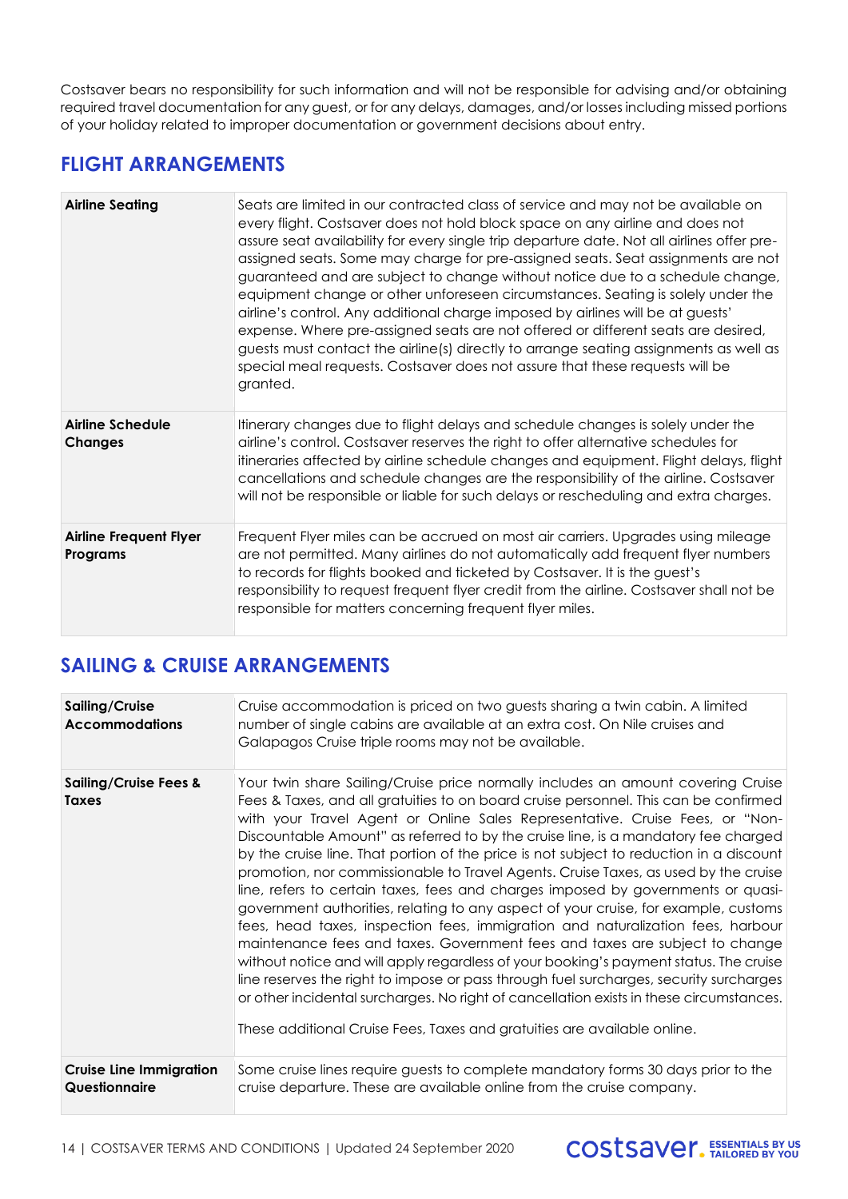Costsaver bears no responsibility for such information and will not be responsible for advising and/or obtaining required travel documentation for any guest, or for any delays, damages, and/or losses including missed portions of your holiday related to improper documentation or government decisions about entry.

## FLIGHT ARRANGEMENTS

| | |
|---|---|
| **Airline Seating** | Seats are limited in our contracted class of service and may not be available on every flight. Costsaver does not hold block space on any airline and does not assure seat availability for every single trip departure date. Not all airlines offer pre-assigned seats. Some may charge for pre-assigned seats. Seat assignments are not guaranteed and are subject to change without notice due to a schedule change, equipment change or other unforeseen circumstances. Seating is solely under the airline's control. Any additional charge imposed by airlines will be at guests' expense. Where pre-assigned seats are not offered or different seats are desired, guests must contact the airline(s) directly to arrange seating assignments as well as special meal requests. Costsaver does not assure that these requests will be granted. |
| **Airline Schedule Changes** | Itinerary changes due to flight delays and schedule changes is solely under the airline's control. Costsaver reserves the right to offer alternative schedules for itineraries affected by airline schedule changes and equipment. Flight delays, flight cancellations and schedule changes are the responsibility of the airline. Costsaver will not be responsible or liable for such delays or rescheduling and extra charges. |
| **Airline Frequent Flyer Programs** | Frequent Flyer miles can be accrued on most air carriers. Upgrades using mileage are not permitted. Many airlines do not automatically add frequent flyer numbers to records for flights booked and ticketed by Costsaver. It is the guest's responsibility to request frequent flyer credit from the airline. Costsaver shall not be responsible for matters concerning frequent flyer miles. |

## SAILING & CRUISE ARRANGEMENTS

| | |
|---|---|
| **Sailing/Cruise Accommodations** | Cruise accommodation is priced on two guests sharing a twin cabin. A limited number of single cabins are available at an extra cost. On Nile cruises and Galapagos Cruise triple rooms may not be available. |
| **Sailing/Cruise Fees & Taxes** | Your twin share Sailing/Cruise price normally includes an amount covering Cruise Fees & Taxes, and all gratuities to on board cruise personnel. This can be confirmed with your Travel Agent or Online Sales Representative. Cruise Fees, or "Non-Discountable Amount" as referred to by the cruise line, is a mandatory fee charged by the cruise line. That portion of the price is not subject to reduction in a discount promotion, nor commissionable to Travel Agents. Cruise Taxes, as used by the cruise line, refers to certain taxes, fees and charges imposed by governments or quasi-government authorities, relating to any aspect of your cruise, for example, customs fees, head taxes, inspection fees, immigration and naturalization fees, harbour maintenance fees and taxes. Government fees and taxes are subject to change without notice and will apply regardless of your booking's payment status. The cruise line reserves the right to impose or pass through fuel surcharges, security surcharges or other incidental surcharges. No right of cancellation exists in these circumstances.<br><br>These additional Cruise Fees, Taxes and gratuities are available online. |
| **Cruise Line Immigration Questionnaire** | Some cruise lines require guests to complete mandatory forms 30 days prior to the cruise departure. These are available online from the cruise company. |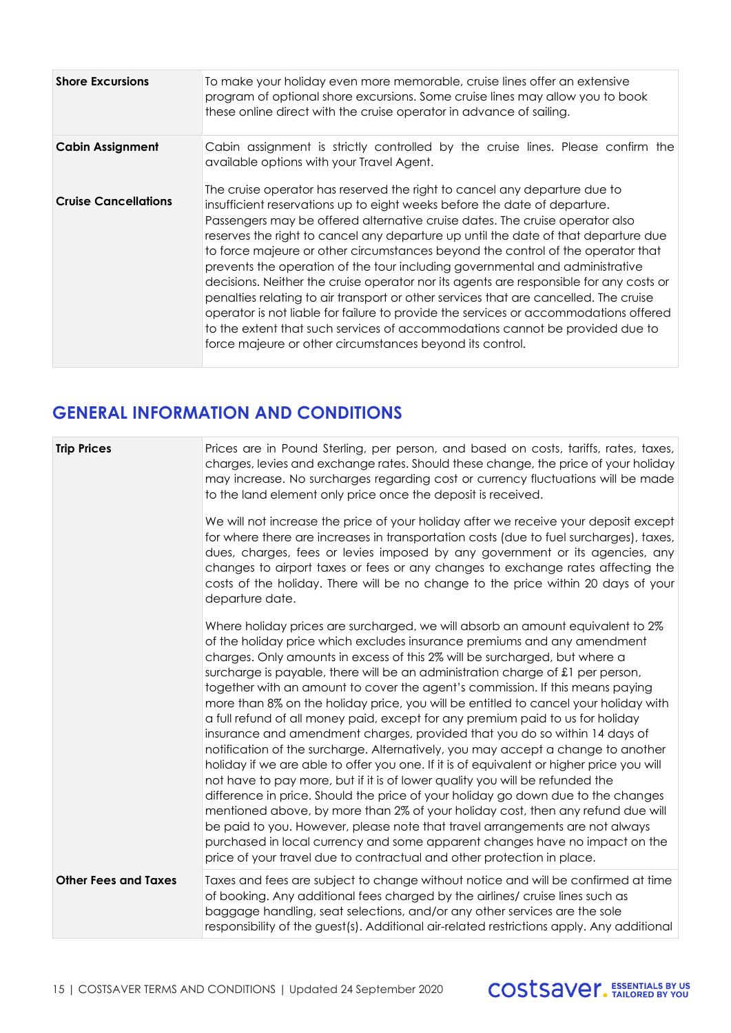| | |
|---|---|
| **Shore Excursions** | To make your holiday even more memorable, cruise lines offer an extensive program of optional shore excursions. Some cruise lines may allow you to book these online direct with the cruise operator in advance of sailing. |
| **Cabin Assignment** | Cabin assignment is strictly controlled by the cruise lines. Please confirm the available options with your Travel Agent. |
| **Cruise Cancellations** | The cruise operator has reserved the right to cancel any departure due to insufficient reservations up to eight weeks before the date of departure. Passengers may be offered alternative cruise dates. The cruise operator also reserves the right to cancel any departure up until the date of that departure due to force majeure or other circumstances beyond the control of the operator that prevents the operation of the tour including governmental and administrative decisions. Neither the cruise operator nor its agents are responsible for any costs or penalties relating to air transport or other services that are cancelled. The cruise operator is not liable for failure to provide the services or accommodations offered to the extent that such services of accommodations cannot be provided due to force majeure or other circumstances beyond its control. |

## GENERAL INFORMATION AND CONDITIONS

| | |
|---|---|
| **Trip Prices** | Prices are in Pound Sterling, per person, and based on costs, tariffs, rates, taxes, charges, levies and exchange rates. Should these change, the price of your holiday may increase. No surcharges regarding cost or currency fluctuations will be made to the land element only price once the deposit is received.<br><br>We will not increase the price of your holiday after we receive your deposit except for where there are increases in transportation costs (due to fuel surcharges), taxes, dues, charges, fees or levies imposed by any government or its agencies, any changes to airport taxes or fees or any changes to exchange rates affecting the costs of the holiday. There will be no change to the price within 20 days of your departure date.<br><br>Where holiday prices are surcharged, we will absorb an amount equivalent to 2% of the holiday price which excludes insurance premiums and any amendment charges. Only amounts in excess of this 2% will be surcharged, but where a surcharge is payable, there will be an administration charge of £1 per person, together with an amount to cover the agent's commission. If this means paying more than 8% on the holiday price, you will be entitled to cancel your holiday with a full refund of all money paid, except for any premium paid to us for holiday insurance and amendment charges, provided that you do so within 14 days of notification of the surcharge. Alternatively, you may accept a change to another holiday if we are able to offer you one. If it is of equivalent or higher price you will not have to pay more, but if it is of lower quality you will be refunded the difference in price. Should the price of your holiday go down due to the changes mentioned above, by more than 2% of your holiday cost, then any refund due will be paid to you. However, please note that travel arrangements are not always purchased in local currency and some apparent changes have no impact on the price of your travel due to contractual and other protection in place. |
| **Other Fees and Taxes** | Taxes and fees are subject to change without notice and will be confirmed at time of booking. Any additional fees charged by the airlines/ cruise lines such as baggage handling, seat selections, and/or any other services are the sole responsibility of the guest(s). Additional air-related restrictions apply. Any additional |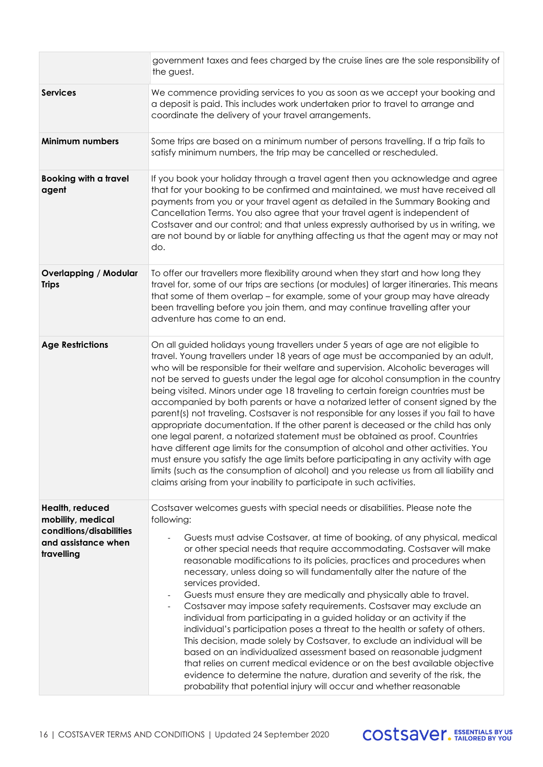| | |
|---|---|
| | government taxes and fees charged by the cruise lines are the sole responsibility of the guest. |
| **Services** | We commence providing services to you as soon as we accept your booking and a deposit is paid. This includes work undertaken prior to travel to arrange and coordinate the delivery of your travel arrangements. |
| **Minimum numbers** | Some trips are based on a minimum number of persons travelling. If a trip fails to satisfy minimum numbers, the trip may be cancelled or rescheduled. |
| **Booking with a travel agent** | If you book your holiday through a travel agent then you acknowledge and agree that for your booking to be confirmed and maintained, we must have received all payments from you or your travel agent as detailed in the Summary Booking and Cancellation Terms. You also agree that your travel agent is independent of Costsaver and our control; and that unless expressly authorised by us in writing, we are not bound by or liable for anything affecting us that the agent may or may not do. |
| **Overlapping / Modular Trips** | To offer our travellers more flexibility around when they start and how long they travel for, some of our trips are sections (or modules) of larger itineraries. This means that some of them overlap – for example, some of your group may have already been travelling before you join them, and may continue travelling after your adventure has come to an end. |
| **Age Restrictions** | On all guided holidays young travellers under 5 years of age are not eligible to travel. Young travellers under 18 years of age must be accompanied by an adult, who will be responsible for their welfare and supervision. Alcoholic beverages will not be served to guests under the legal age for alcohol consumption in the country being visited. Minors under age 18 traveling to certain foreign countries must be accompanied by both parents or have a notarized letter of consent signed by the parent(s) not traveling. Costsaver is not responsible for any losses if you fail to have appropriate documentation. If the other parent is deceased or the child has only one legal parent, a notarized statement must be obtained as proof. Countries have different age limits for the consumption of alcohol and other activities. You must ensure you satisfy the age limits before participating in any activity with age limits (such as the consumption of alcohol) and you release us from all liability and claims arising from your inability to participate in such activities. |
| **Health, reduced mobility, medical conditions/disabilities and assistance when travelling** | Costsaver welcomes guests with special needs or disabilities. Please note the following:<br>- Guests must advise Costsaver, at time of booking, of any physical, medical or other special needs that require accommodating. Costsaver will make reasonable modifications to its policies, practices and procedures when necessary, unless doing so will fundamentally alter the nature of the services provided.<br>- Guests must ensure they are medically and physically able to travel.<br>- Costsaver may impose safety requirements. Costsaver may exclude an individual from participating in a guided holiday or an activity if the individual's participation poses a threat to the health or safety of others. This decision, made solely by Costsaver, to exclude an individual will be based on an individualized assessment based on reasonable judgment that relies on current medical evidence or on the best available objective evidence to determine the nature, duration and severity of the risk, the probability that potential injury will occur and whether reasonable |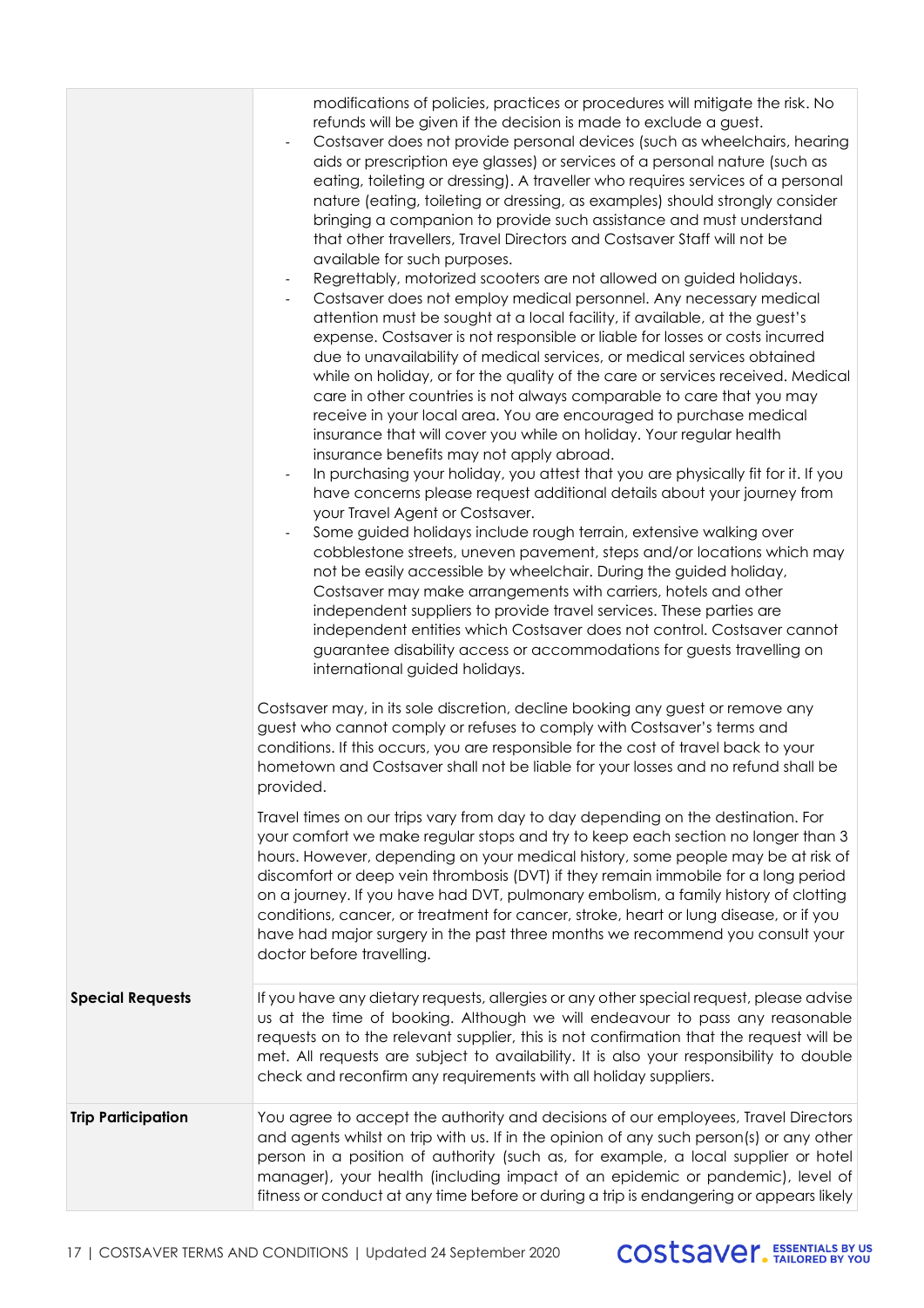| | |
|---|---|
| | modifications of policies, practices or procedures will mitigate the risk. No refunds will be given if the decision is made to exclude a guest.<br>- Costsaver does not provide personal devices (such as wheelchairs, hearing aids or prescription eye glasses) or services of a personal nature (such as eating, toileting or dressing). A traveller who requires services of a personal nature (eating, toileting or dressing, as examples) should strongly consider bringing a companion to provide such assistance and must understand that other travellers, Travel Directors and Costsaver Staff will not be available for such purposes.<br>- Regrettably, motorized scooters are not allowed on guided holidays.<br>- Costsaver does not employ medical personnel. Any necessary medical attention must be sought at a local facility, if available, at the guest's expense. Costsaver is not responsible or liable for losses or costs incurred due to unavailability of medical services, or medical services obtained while on holiday, or for the quality of the care or services received. Medical care in other countries is not always comparable to care that you may receive in your local area. You are encouraged to purchase medical insurance that will cover you while on holiday. Your regular health insurance benefits may not apply abroad.<br>- In purchasing your holiday, you attest that you are physically fit for it. If you have concerns please request additional details about your journey from your Travel Agent or Costsaver.<br>- Some guided holidays include rough terrain, extensive walking over cobblestone streets, uneven pavement, steps and/or locations which may not be easily accessible by wheelchair. During the guided holiday, Costsaver may make arrangements with carriers, hotels and other independent suppliers to provide travel services. These parties are independent entities which Costsaver does not control. Costsaver cannot guarantee disability access or accommodations for guests travelling on international guided holidays.<br><br>Costsaver may, in its sole discretion, decline booking any guest or remove any guest who cannot comply or refuses to comply with Costsaver's terms and conditions. If this occurs, you are responsible for the cost of travel back to your hometown and Costsaver shall not be liable for your losses and no refund shall be provided.<br><br>Travel times on our trips vary from day to day depending on the destination. For your comfort we make regular stops and try to keep each section no longer than 3 hours. However, depending on your medical history, some people may be at risk of discomfort or deep vein thrombosis (DVT) if they remain immobile for a long period on a journey. If you have had DVT, pulmonary embolism, a family history of clotting conditions, cancer, or treatment for cancer, stroke, heart or lung disease, or if you have had major surgery in the past three months we recommend you consult your doctor before travelling. |
| **Special Requests** | If you have any dietary requests, allergies or any other special request, please advise us at the time of booking. Although we will endeavour to pass any reasonable requests on to the relevant supplier, this is not confirmation that the request will be met. All requests are subject to availability. It is also your responsibility to double check and reconfirm any requirements with all holiday suppliers. |
| **Trip Participation** | You agree to accept the authority and decisions of our employees, Travel Directors and agents whilst on trip with us. If in the opinion of any such person(s) or any other person in a position of authority (such as, for example, a local supplier or hotel manager), your health (including impact of an epidemic or pandemic), level of fitness or conduct at any time before or during a trip is endangering or appears likely |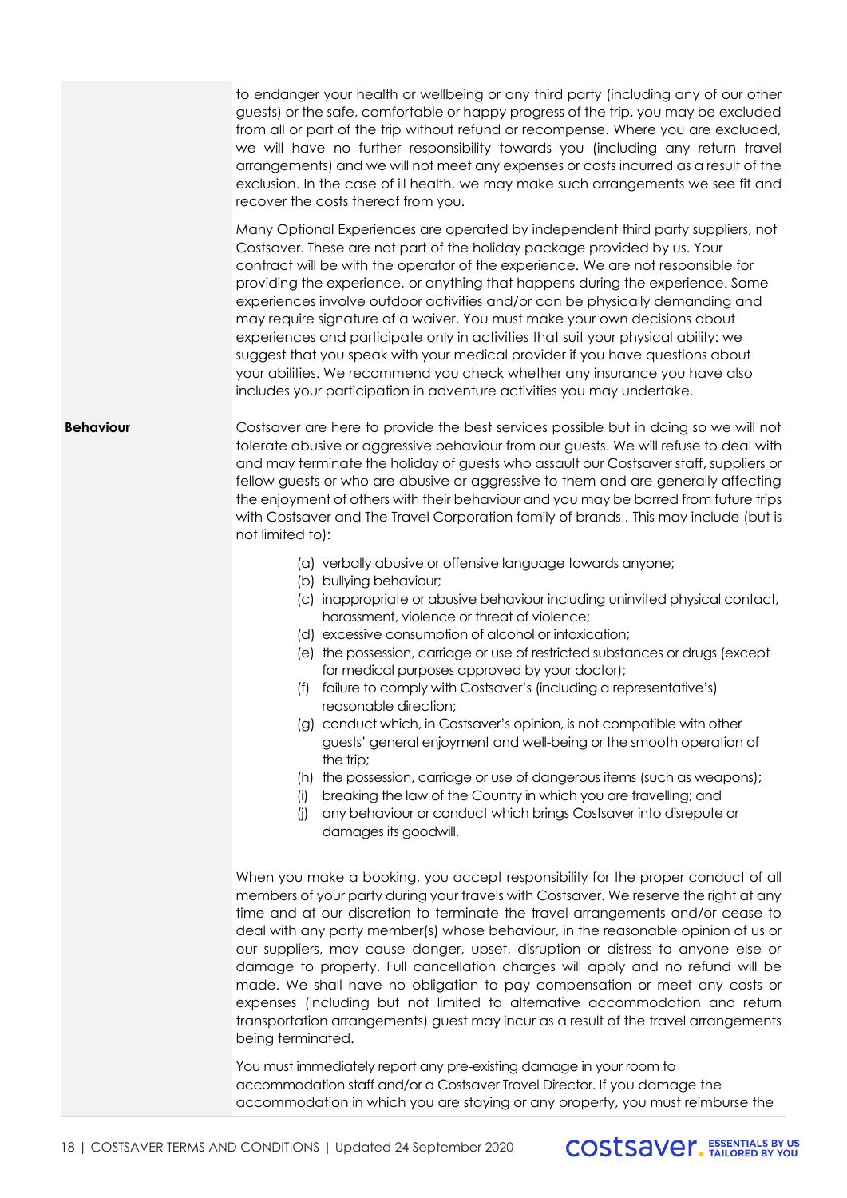to endanger your health or wellbeing or any third party (including any of our other guests) or the safe, comfortable or happy progress of the trip, you may be excluded from all or part of the trip without refund or recompense. Where you are excluded, we will have no further responsibility towards you (including any return travel arrangements) and we will not meet any expenses or costs incurred as a result of the exclusion. In the case of ill health, we may make such arrangements we see fit and recover the costs thereof from you.

Many Optional Experiences are operated by independent third party suppliers, not Costsaver. These are not part of the holiday package provided by us. Your contract will be with the operator of the experience. We are not responsible for providing the experience, or anything that happens during the experience. Some experiences involve outdoor activities and/or can be physically demanding and may require signature of a waiver. You must make your own decisions about experiences and participate only in activities that suit your physical ability: we suggest that you speak with your medical provider if you have questions about your abilities. We recommend you check whether any insurance you have also includes your participation in adventure activities you may undertake.

**Behaviour**

Costsaver are here to provide the best services possible but in doing so we will not tolerate abusive or aggressive behaviour from our guests. We will refuse to deal with and may terminate the holiday of guests who assault our Costsaver staff, suppliers or fellow guests or who are abusive or aggressive to them and are generally affecting the enjoyment of others with their behaviour and you may be barred from future trips with Costsaver and The Travel Corporation family of brands . This may include (but is not limited to):

(a) verbally abusive or offensive language towards anyone;
(b) bullying behaviour;
(c) inappropriate or abusive behaviour including uninvited physical contact, harassment, violence or threat of violence;
(d) excessive consumption of alcohol or intoxication;
(e) the possession, carriage or use of restricted substances or drugs (except for medical purposes approved by your doctor);
(f) failure to comply with Costsaver's (including a representative's) reasonable direction;
(g) conduct which, in Costsaver's opinion, is not compatible with other guests' general enjoyment and well-being or the smooth operation of the trip;
(h) the possession, carriage or use of dangerous items (such as weapons);
(i) breaking the law of the Country in which you are travelling; and
(j) any behaviour or conduct which brings Costsaver into disrepute or damages its goodwill.

When you make a booking, you accept responsibility for the proper conduct of all members of your party during your travels with Costsaver. We reserve the right at any time and at our discretion to terminate the travel arrangements and/or cease to deal with any party member(s) whose behaviour, in the reasonable opinion of us or our suppliers, may cause danger, upset, disruption or distress to anyone else or damage to property. Full cancellation charges will apply and no refund will be made. We shall have no obligation to pay compensation or meet any costs or expenses (including but not limited to alternative accommodation and return transportation arrangements) guest may incur as a result of the travel arrangements being terminated.

You must immediately report any pre-existing damage in your room to accommodation staff and/or a Costsaver Travel Director. If you damage the accommodation in which you are staying or any property, you must reimburse the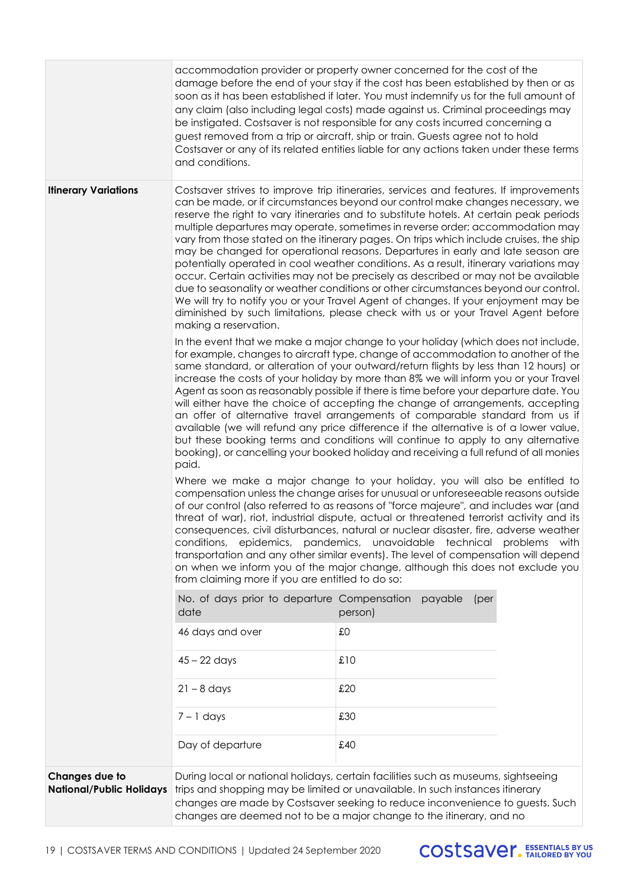accommodation provider or property owner concerned for the cost of the damage before the end of your stay if the cost has been established by then or as soon as it has been established if later. You must indemnify us for the full amount of any claim (also including legal costs) made against us. Criminal proceedings may be instigated. Costsaver is not responsible for any costs incurred concerning a guest removed from a trip or aircraft, ship or train. Guests agree not to hold Costsaver or any of its related entities liable for any actions taken under these terms and conditions.

**Itinerary Variations**

Costsaver strives to improve trip itineraries, services and features. If improvements can be made, or if circumstances beyond our control make changes necessary, we reserve the right to vary itineraries and to substitute hotels. At certain peak periods multiple departures may operate, sometimes in reverse order; accommodation may vary from those stated on the itinerary pages. On trips which include cruises, the ship may be changed for operational reasons. Departures in early and late season are potentially operated in cool weather conditions. As a result, itinerary variations may occur. Certain activities may not be precisely as described or may not be available due to seasonality or weather conditions or other circumstances beyond our control. We will try to notify you or your Travel Agent of changes. If your enjoyment may be diminished by such limitations, please check with us or your Travel Agent before making a reservation.

In the event that we make a major change to your holiday (which does not include, for example, changes to aircraft type, change of accommodation to another of the same standard, or alteration of your outward/return flights by less than 12 hours) or increase the costs of your holiday by more than 8% we will inform you or your Travel Agent as soon as reasonably possible if there is time before your departure date. You will either have the choice of accepting the change of arrangements, accepting an offer of alternative travel arrangements of comparable standard from us if available (we will refund any price difference if the alternative is of a lower value, but these booking terms and conditions will continue to apply to any alternative booking), or cancelling your booked holiday and receiving a full refund of all monies paid.

Where we make a major change to your holiday, you will also be entitled to compensation unless the change arises for unusual or unforeseeable reasons outside of our control (also referred to as reasons of "force majeure", and includes war (and threat of war), riot, industrial dispute, actual or threatened terrorist activity and its consequences, civil disturbances, natural or nuclear disaster, fire, adverse weather conditions, epidemics, pandemics, unavoidable technical problems with transportation and any other similar events). The level of compensation will depend on when we inform you of the major change, although this does not exclude you from claiming more if you are entitled to do so:

| No. of days prior to departure date | Compensation payable (per person) |
|---|---|
| 46 days and over | £0 |
| 45 – 22 days | £10 |
| 21 – 8 days | £20 |
| 7 – 1 days | £30 |
| Day of departure | £40 |

**Changes due to National/Public Holidays**

During local or national holidays, certain facilities such as museums, sightseeing trips and shopping may be limited or unavailable. In such instances itinerary changes are made by Costsaver seeking to reduce inconvenience to guests. Such changes are deemed not to be a major change to the itinerary, and no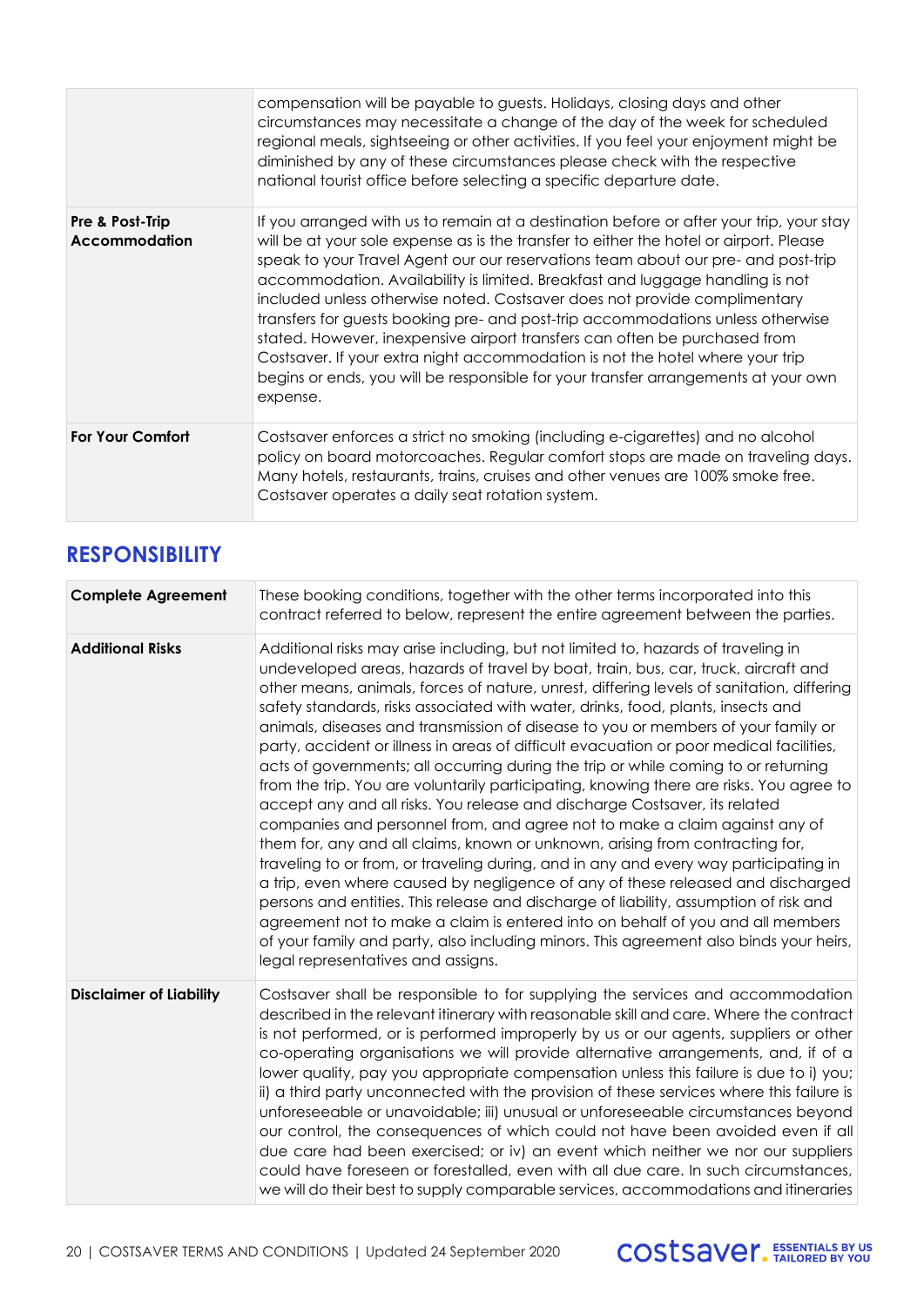| | |
|---|---|
| | compensation will be payable to guests. Holidays, closing days and other circumstances may necessitate a change of the day of the week for scheduled regional meals, sightseeing or other activities. If you feel your enjoyment might be diminished by any of these circumstances please check with the respective national tourist office before selecting a specific departure date. |
| **Pre & Post-Trip Accommodation** | If you arranged with us to remain at a destination before or after your trip, your stay will be at your sole expense as is the transfer to either the hotel or airport. Please speak to your Travel Agent our our reservations team about our pre- and post-trip accommodation. Availability is limited. Breakfast and luggage handling is not included unless otherwise noted. Costsaver does not provide complimentary transfers for guests booking pre- and post-trip accommodations unless otherwise stated. However, inexpensive airport transfers can often be purchased from Costsaver. If your extra night accommodation is not the hotel where your trip begins or ends, you will be responsible for your transfer arrangements at your own expense. |
| **For Your Comfort** | Costsaver enforces a strict no smoking (including e-cigarettes) and no alcohol policy on board motorcoaches. Regular comfort stops are made on traveling days. Many hotels, restaurants, trains, cruises and other venues are 100% smoke free. Costsaver operates a daily seat rotation system. |

## RESPONSIBILITY

| | |
|---|---|
| **Complete Agreement** | These booking conditions, together with the other terms incorporated into this contract referred to below, represent the entire agreement between the parties. |
| **Additional Risks** | Additional risks may arise including, but not limited to, hazards of traveling in undeveloped areas, hazards of travel by boat, train, bus, car, truck, aircraft and other means, animals, forces of nature, unrest, differing levels of sanitation, differing safety standards, risks associated with water, drinks, food, plants, insects and animals, diseases and transmission of disease to you or members of your family or party, accident or illness in areas of difficult evacuation or poor medical facilities, acts of governments; all occurring during the trip or while coming to or returning from the trip. You are voluntarily participating, knowing there are risks. You agree to accept any and all risks. You release and discharge Costsaver, its related companies and personnel from, and agree not to make a claim against any of them for, any and all claims, known or unknown, arising from contracting for, traveling to or from, or traveling during, and in any and every way participating in a trip, even where caused by negligence of any of these released and discharged persons and entities. This release and discharge of liability, assumption of risk and agreement not to make a claim is entered into on behalf of you and all members of your family and party, also including minors. This agreement also binds your heirs, legal representatives and assigns. |
| **Disclaimer of Liability** | Costsaver shall be responsible to for supplying the services and accommodation described in the relevant itinerary with reasonable skill and care. Where the contract is not performed, or is performed improperly by us or our agents, suppliers or other co-operating organisations we will provide alternative arrangements, and, if of a lower quality, pay you appropriate compensation unless this failure is due to i) you; ii) a third party unconnected with the provision of these services where this failure is unforeseeable or unavoidable; iii) unusual or unforeseeable circumstances beyond our control, the consequences of which could not have been avoided even if all due care had been exercised; or iv) an event which neither we nor our suppliers could have foreseen or forestalled, even with all due care. In such circumstances, we will do their best to supply comparable services, accommodations and itineraries |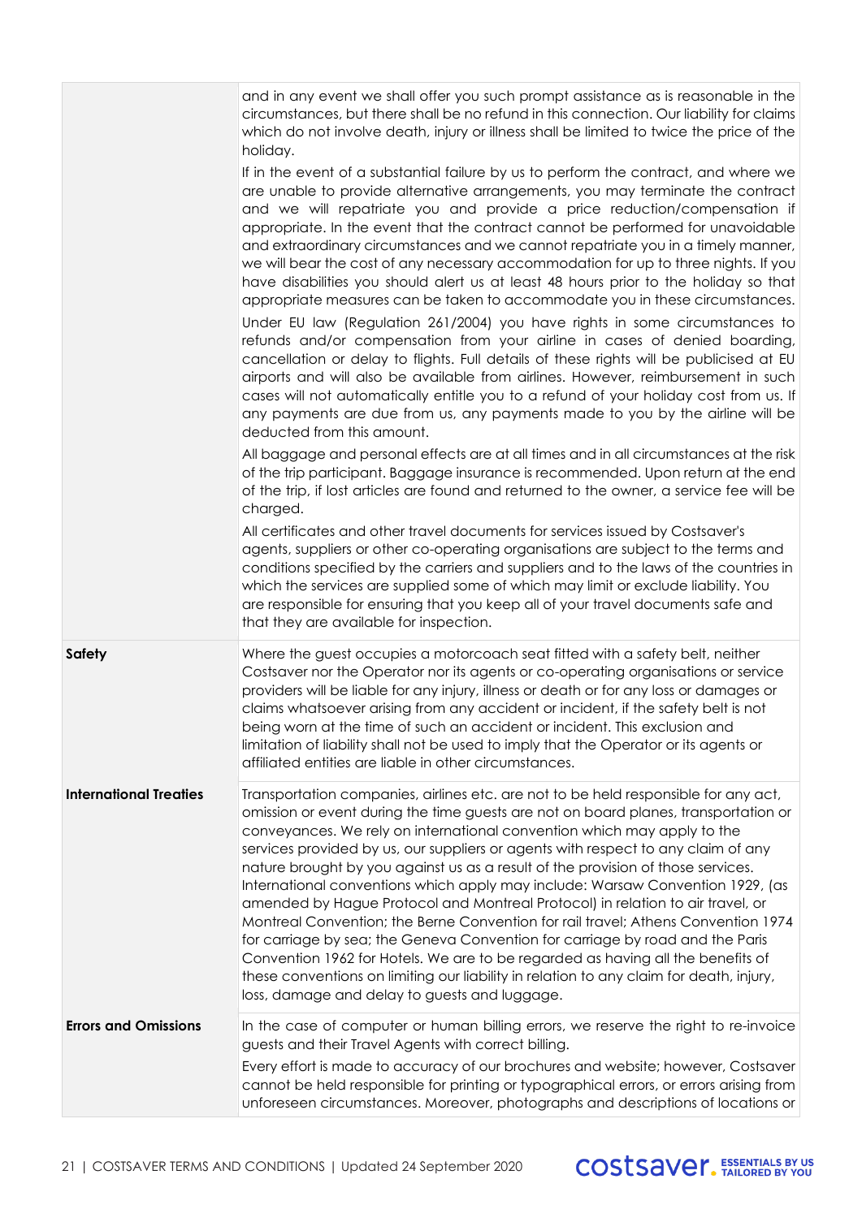| | |
|---|---|
| | and in any event we shall offer you such prompt assistance as is reasonable in the circumstances, but there shall be no refund in this connection. Our liability for claims which do not involve death, injury or illness shall be limited to twice the price of the holiday.<br><br>If in the event of a substantial failure by us to perform the contract, and where we are unable to provide alternative arrangements, you may terminate the contract and we will repatriate you and provide a price reduction/compensation if appropriate. In the event that the contract cannot be performed for unavoidable and extraordinary circumstances and we cannot repatriate you in a timely manner, we will bear the cost of any necessary accommodation for up to three nights. If you have disabilities you should alert us at least 48 hours prior to the holiday so that appropriate measures can be taken to accommodate you in these circumstances.<br><br>Under EU law (Regulation 261/2004) you have rights in some circumstances to refunds and/or compensation from your airline in cases of denied boarding, cancellation or delay to flights. Full details of these rights will be publicised at EU airports and will also be available from airlines. However, reimbursement in such cases will not automatically entitle you to a refund of your holiday cost from us. If any payments are due from us, any payments made to you by the airline will be deducted from this amount.<br><br>All baggage and personal effects are at all times and in all circumstances at the risk of the trip participant. Baggage insurance is recommended. Upon return at the end of the trip, if lost articles are found and returned to the owner, a service fee will be charged.<br><br>All certificates and other travel documents for services issued by Costsaver's agents, suppliers or other co-operating organisations are subject to the terms and conditions specified by the carriers and suppliers and to the laws of the countries in which the services are supplied some of which may limit or exclude liability. You are responsible for ensuring that you keep all of your travel documents safe and that they are available for inspection. |
| **Safety** | Where the guest occupies a motorcoach seat fitted with a safety belt, neither Costsaver nor the Operator nor its agents or co-operating organisations or service providers will be liable for any injury, illness or death or for any loss or damages or claims whatsoever arising from any accident or incident, if the safety belt is not being worn at the time of such an accident or incident. This exclusion and limitation of liability shall not be used to imply that the Operator or its agents or affiliated entities are liable in other circumstances. |
| **International Treaties** | Transportation companies, airlines etc. are not to be held responsible for any act, omission or event during the time guests are not on board planes, transportation or conveyances. We rely on international convention which may apply to the services provided by us, our suppliers or agents with respect to any claim of any nature brought by you against us as a result of the provision of those services. International conventions which apply may include: Warsaw Convention 1929, (as amended by Hague Protocol and Montreal Protocol) in relation to air travel, or Montreal Convention; the Berne Convention for rail travel; Athens Convention 1974 for carriage by sea; the Geneva Convention for carriage by road and the Paris Convention 1962 for Hotels. We are to be regarded as having all the benefits of these conventions on limiting our liability in relation to any claim for death, injury, loss, damage and delay to guests and luggage. |
| **Errors and Omissions** | In the case of computer or human billing errors, we reserve the right to re-invoice guests and their Travel Agents with correct billing.<br><br>Every effort is made to accuracy of our brochures and website; however, Costsaver cannot be held responsible for printing or typographical errors, or errors arising from unforeseen circumstances. Moreover, photographs and descriptions of locations or |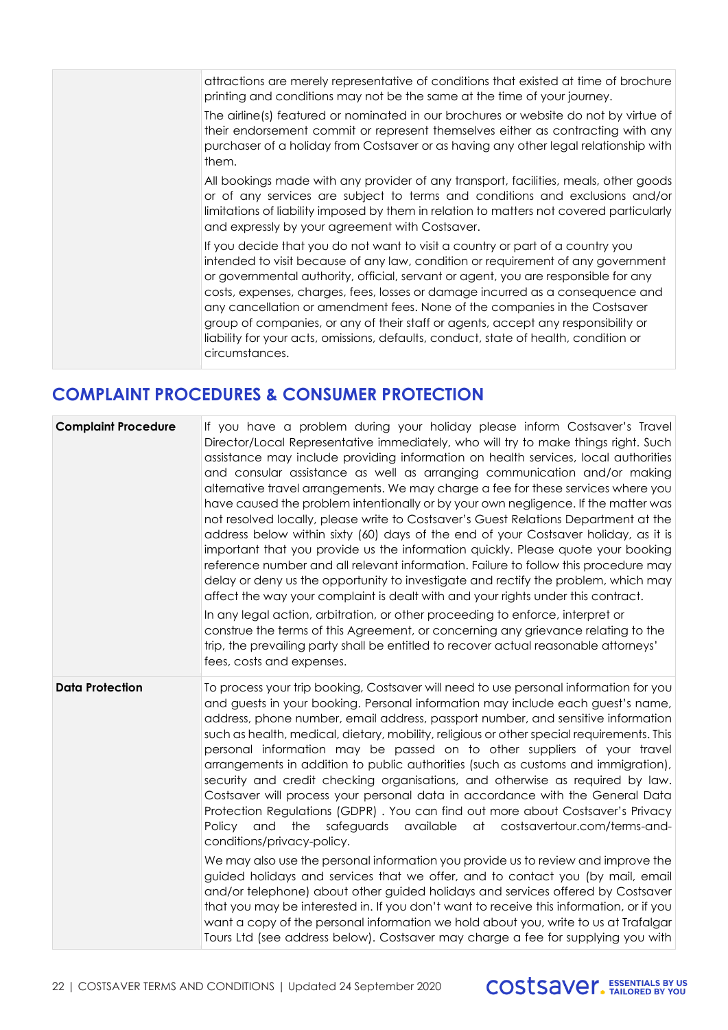| | |
|---|---|
| | attractions are merely representative of conditions that existed at time of brochure printing and conditions may not be the same at the time of your journey.<br><br>The airline(s) featured or nominated in our brochures or website do not by virtue of their endorsement commit or represent themselves either as contracting with any purchaser of a holiday from Costsaver or as having any other legal relationship with them.<br><br>All bookings made with any provider of any transport, facilities, meals, other goods or of any services are subject to terms and conditions and exclusions and/or limitations of liability imposed by them in relation to matters not covered particularly and expressly by your agreement with Costsaver.<br><br>If you decide that you do not want to visit a country or part of a country you intended to visit because of any law, condition or requirement of any government or governmental authority, official, servant or agent, you are responsible for any costs, expenses, charges, fees, losses or damage incurred as a consequence and any cancellation or amendment fees. None of the companies in the Costsaver group of companies, or any of their staff or agents, accept any responsibility or liability for your acts, omissions, defaults, conduct, state of health, condition or circumstances. |

## COMPLAINT PROCEDURES & CONSUMER PROTECTION

| | |
|---|---|
| **Complaint Procedure** | If you have a problem during your holiday please inform Costsaver's Travel Director/Local Representative immediately, who will try to make things right. Such assistance may include providing information on health services, local authorities and consular assistance as well as arranging communication and/or making alternative travel arrangements. We may charge a fee for these services where you have caused the problem intentionally or by your own negligence. If the matter was not resolved locally, please write to Costsaver's Guest Relations Department at the address below within sixty (60) days of the end of your Costsaver holiday, as it is important that you provide us the information quickly. Please quote your booking reference number and all relevant information. Failure to follow this procedure may delay or deny us the opportunity to investigate and rectify the problem, which may affect the way your complaint is dealt with and your rights under this contract.<br><br>In any legal action, arbitration, or other proceeding to enforce, interpret or construe the terms of this Agreement, or concerning any grievance relating to the trip, the prevailing party shall be entitled to recover actual reasonable attorneys' fees, costs and expenses. |
| **Data Protection** | To process your trip booking, Costsaver will need to use personal information for you and guests in your booking. Personal information may include each guest's name, address, phone number, email address, passport number, and sensitive information such as health, medical, dietary, mobility, religious or other special requirements. This personal information may be passed on to other suppliers of your travel arrangements in addition to public authorities (such as customs and immigration), security and credit checking organisations, and otherwise as required by law. Costsaver will process your personal data in accordance with the General Data Protection Regulations (GDPR) . You can find out more about Costsaver's Privacy Policy and the safeguards available at costsavertour.com/terms-and-conditions/privacy-policy.<br><br>We may also use the personal information you provide us to review and improve the guided holidays and services that we offer, and to contact you (by mail, email and/or telephone) about other guided holidays and services offered by Costsaver that you may be interested in. If you don't want to receive this information, or if you want a copy of the personal information we hold about you, write to us at Trafalgar Tours Ltd (see address below). Costsaver may charge a fee for supplying you with |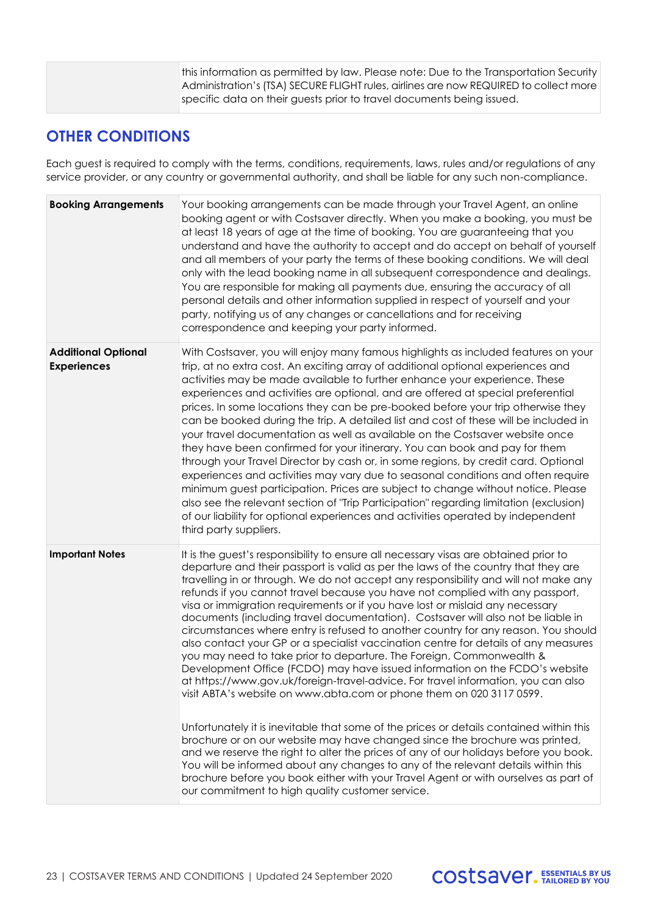| | |
|---|---|
| | this information as permitted by law. Please note: Due to the Transportation Security Administration's (TSA) SECURE FLIGHT rules, airlines are now REQUIRED to collect more specific data on their guests prior to travel documents being issued. |

## OTHER CONDITIONS

Each guest is required to comply with the terms, conditions, requirements, laws, rules and/or regulations of any service provider, or any country or governmental authority, and shall be liable for any such non-compliance.

| | |
|---|---|
| **Booking Arrangements** | Your booking arrangements can be made through your Travel Agent, an online booking agent or with Costsaver directly. When you make a booking, you must be at least 18 years of age at the time of booking. You are guaranteeing that you understand and have the authority to accept and do accept on behalf of yourself and all members of your party the terms of these booking conditions. We will deal only with the lead booking name in all subsequent correspondence and dealings. You are responsible for making all payments due, ensuring the accuracy of all personal details and other information supplied in respect of yourself and your party, notifying us of any changes or cancellations and for receiving correspondence and keeping your party informed. |
| **Additional Optional Experiences** | With Costsaver, you will enjoy many famous highlights as included features on your trip, at no extra cost. An exciting array of additional optional experiences and activities may be made available to further enhance your experience. These experiences and activities are optional, and are offered at special preferential prices. In some locations they can be pre-booked before your trip otherwise they can be booked during the trip. A detailed list and cost of these will be included in your travel documentation as well as available on the Costsaver website once they have been confirmed for your itinerary. You can book and pay for them through your Travel Director by cash or, in some regions, by credit card. Optional experiences and activities may vary due to seasonal conditions and often require minimum guest participation. Prices are subject to change without notice. Please also see the relevant section of "Trip Participation" regarding limitation (exclusion) of our liability for optional experiences and activities operated by independent third party suppliers. |
| **Important Notes** | It is the guest's responsibility to ensure all necessary visas are obtained prior to departure and their passport is valid as per the laws of the country that they are travelling in or through. We do not accept any responsibility and will not make any refunds if you cannot travel because you have not complied with any passport, visa or immigration requirements or if you have lost or mislaid any necessary documents (including travel documentation). Costsaver will also not be liable in circumstances where entry is refused to another country for any reason. You should also contact your GP or a specialist vaccination centre for details of any measures you may need to take prior to departure. The Foreign, Commonwealth & Development Office (FCDO) may have issued information on the FCDO's website at https://www.gov.uk/foreign-travel-advice. For travel information, you can also visit ABTA's website on www.abta.com or phone them on 020 3117 0599.<br><br>Unfortunately it is inevitable that some of the prices or details contained within this brochure or on our website may have changed since the brochure was printed, and we reserve the right to alter the prices of any of our holidays before you book. You will be informed about any changes to any of the relevant details within this brochure before you book either with your Travel Agent or with ourselves as part of our commitment to high quality customer service. |